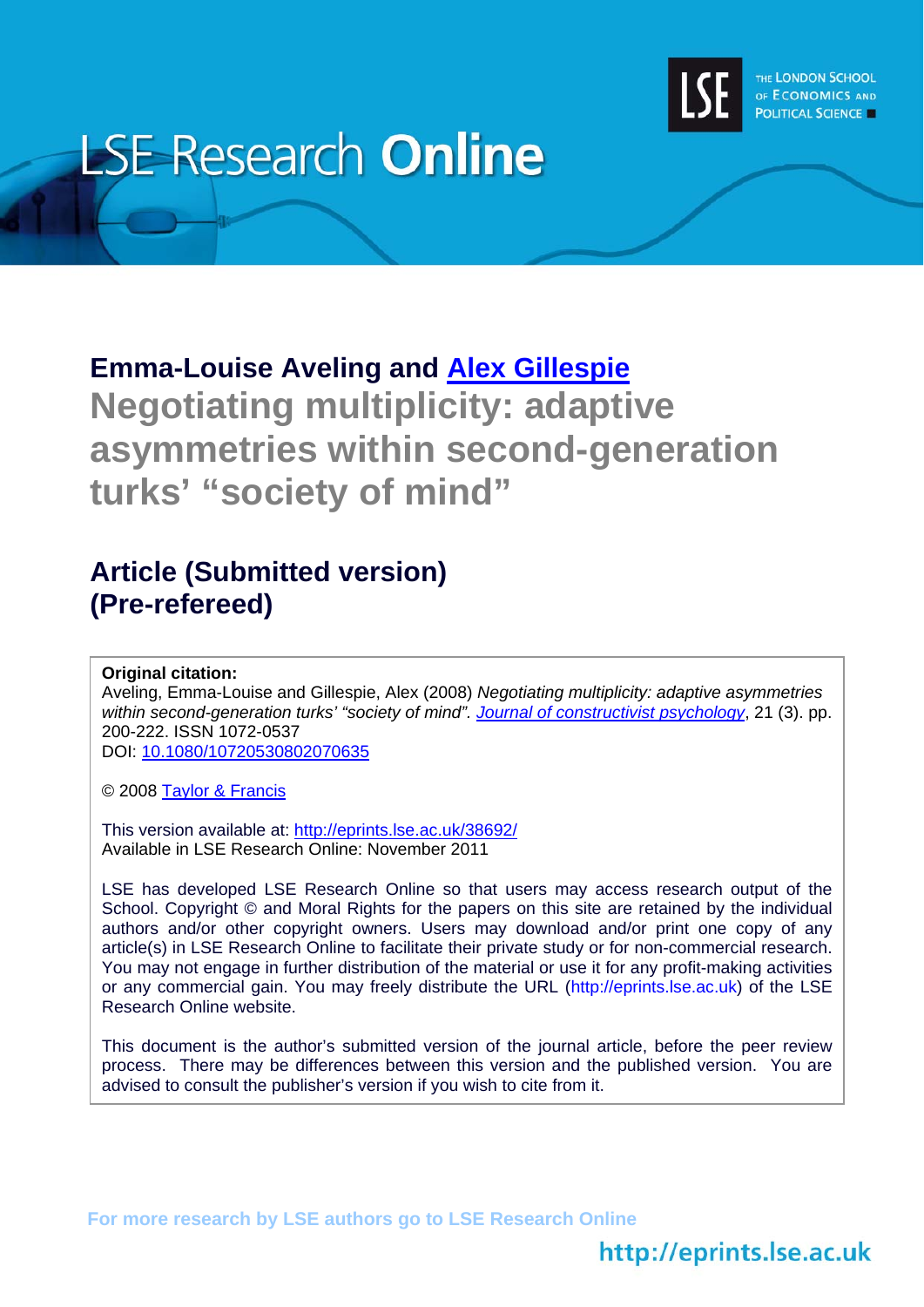LSE Research **Online**

THE LONDON SCHOOL OF ECONOMICS AND POLITICAL SCIENCE

**Emma-Louise Aveling and [Alex Gillespie](#)**

# Negotiating multiplicity: adaptive asymmetries within second-generation turks' "society of mind"

## Article (Submitted version) (Pre-refereed)

**Original citation:**
Aveling, Emma-Louise and Gillespie, Alex (2008) *Negotiating multiplicity: adaptive asymmetries within second-generation turks' "society of mind". [Journal of constructivist psychology](#)*, 21 (3). pp. 200-222. ISSN 1072-0537
DOI: [10.1080/10720530802070635](#)

© 2008 [Taylor & Francis](#)

This version available at: [http://eprints.lse.ac.uk/38692/](http://eprints.lse.ac.uk/38692/)
Available in LSE Research Online: November 2011

LSE has developed LSE Research Online so that users may access research output of the School. Copyright © and Moral Rights for the papers on this site are retained by the individual authors and/or other copyright owners. Users may download and/or print one copy of any article(s) in LSE Research Online to facilitate their private study or for non-commercial research. You may not engage in further distribution of the material or use it for any profit-making activities or any commercial gain. You may freely distribute the URL (http://eprints.lse.ac.uk) of the LSE Research Online website.

This document is the author's submitted version of the journal article, before the peer review process. There may be differences between this version and the published version. You are advised to consult the publisher's version if you wish to cite from it.

For more research by LSE authors go to LSE Research Online

http://eprints.lse.ac.uk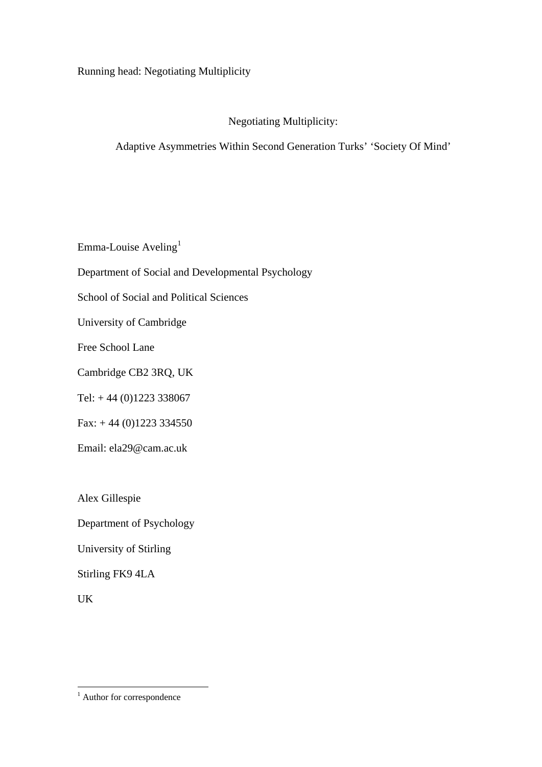Running head: Negotiating Multiplicity

# Negotiating Multiplicity:

## Adaptive Asymmetries Within Second Generation Turks' 'Society Of Mind'

Emma-Louise Aveling[1]

Department of Social and Developmental Psychology

School of Social and Political Sciences

University of Cambridge

Free School Lane

Cambridge CB2 3RQ, UK

Tel: + 44 (0)1223 338067

Fax: + 44 (0)1223 334550

Email: ela29@cam.ac.uk

Alex Gillespie

Department of Psychology

University of Stirling

Stirling FK9 4LA

UK

[1] Author for correspondence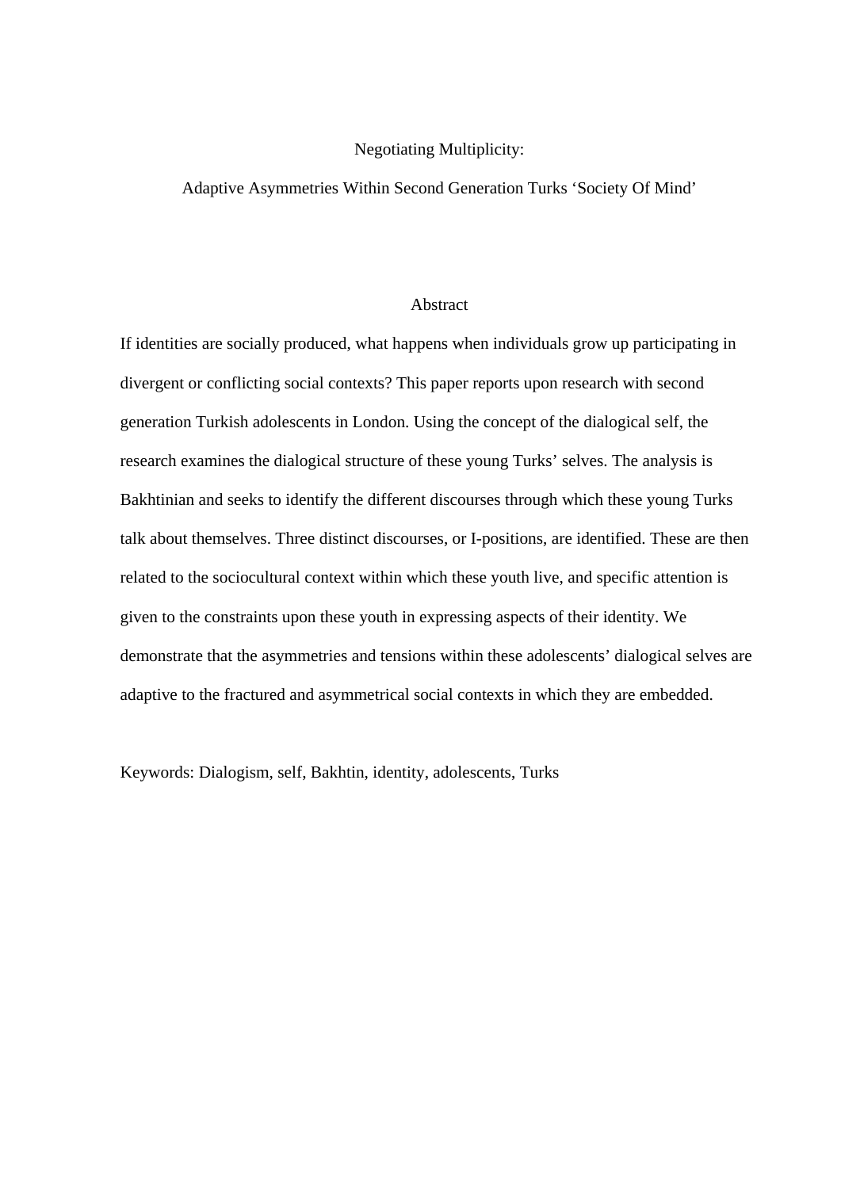# Negotiating Multiplicity:

## Adaptive Asymmetries Within Second Generation Turks 'Society Of Mind'

### Abstract

If identities are socially produced, what happens when individuals grow up participating in divergent or conflicting social contexts? This paper reports upon research with second generation Turkish adolescents in London. Using the concept of the dialogical self, the research examines the dialogical structure of these young Turks' selves. The analysis is Bakhtinian and seeks to identify the different discourses through which these young Turks talk about themselves. Three distinct discourses, or I-positions, are identified. These are then related to the sociocultural context within which these youth live, and specific attention is given to the constraints upon these youth in expressing aspects of their identity. We demonstrate that the asymmetries and tensions within these adolescents' dialogical selves are adaptive to the fractured and asymmetrical social contexts in which they are embedded.

Keywords: Dialogism, self, Bakhtin, identity, adolescents, Turks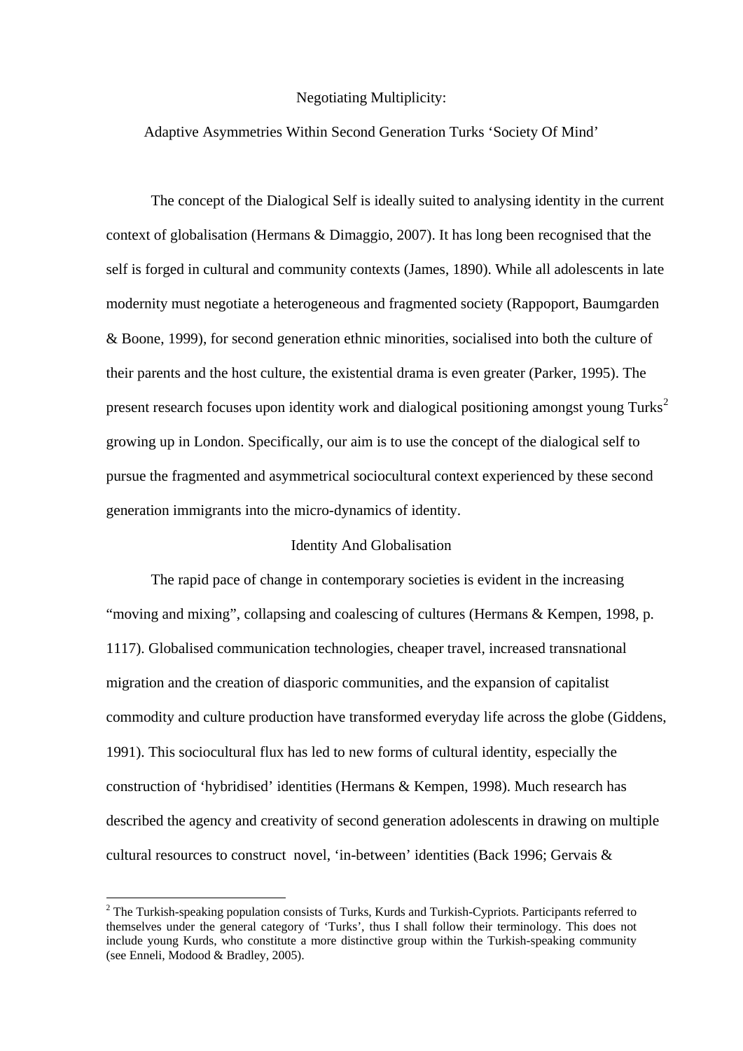Negotiating Multiplicity:

Adaptive Asymmetries Within Second Generation Turks 'Society Of Mind'

The concept of the Dialogical Self is ideally suited to analysing identity in the current context of globalisation (Hermans & Dimaggio, 2007). It has long been recognised that the self is forged in cultural and community contexts (James, 1890). While all adolescents in late modernity must negotiate a heterogeneous and fragmented society (Rappoport, Baumgarden & Boone, 1999), for second generation ethnic minorities, socialised into both the culture of their parents and the host culture, the existential drama is even greater (Parker, 1995). The present research focuses upon identity work and dialogical positioning amongst young Turks[2] growing up in London. Specifically, our aim is to use the concept of the dialogical self to pursue the fragmented and asymmetrical sociocultural context experienced by these second generation immigrants into the micro-dynamics of identity.

## Identity And Globalisation

The rapid pace of change in contemporary societies is evident in the increasing "moving and mixing", collapsing and coalescing of cultures (Hermans & Kempen, 1998, p. 1117). Globalised communication technologies, cheaper travel, increased transnational migration and the creation of diasporic communities, and the expansion of capitalist commodity and culture production have transformed everyday life across the globe (Giddens, 1991). This sociocultural flux has led to new forms of cultural identity, especially the construction of 'hybridised' identities (Hermans & Kempen, 1998). Much research has described the agency and creativity of second generation adolescents in drawing on multiple cultural resources to construct novel, 'in-between' identities (Back 1996; Gervais &

[2] The Turkish-speaking population consists of Turks, Kurds and Turkish-Cypriots. Participants referred to themselves under the general category of 'Turks', thus I shall follow their terminology. This does not include young Kurds, who constitute a more distinctive group within the Turkish-speaking community (see Enneli, Modood & Bradley, 2005).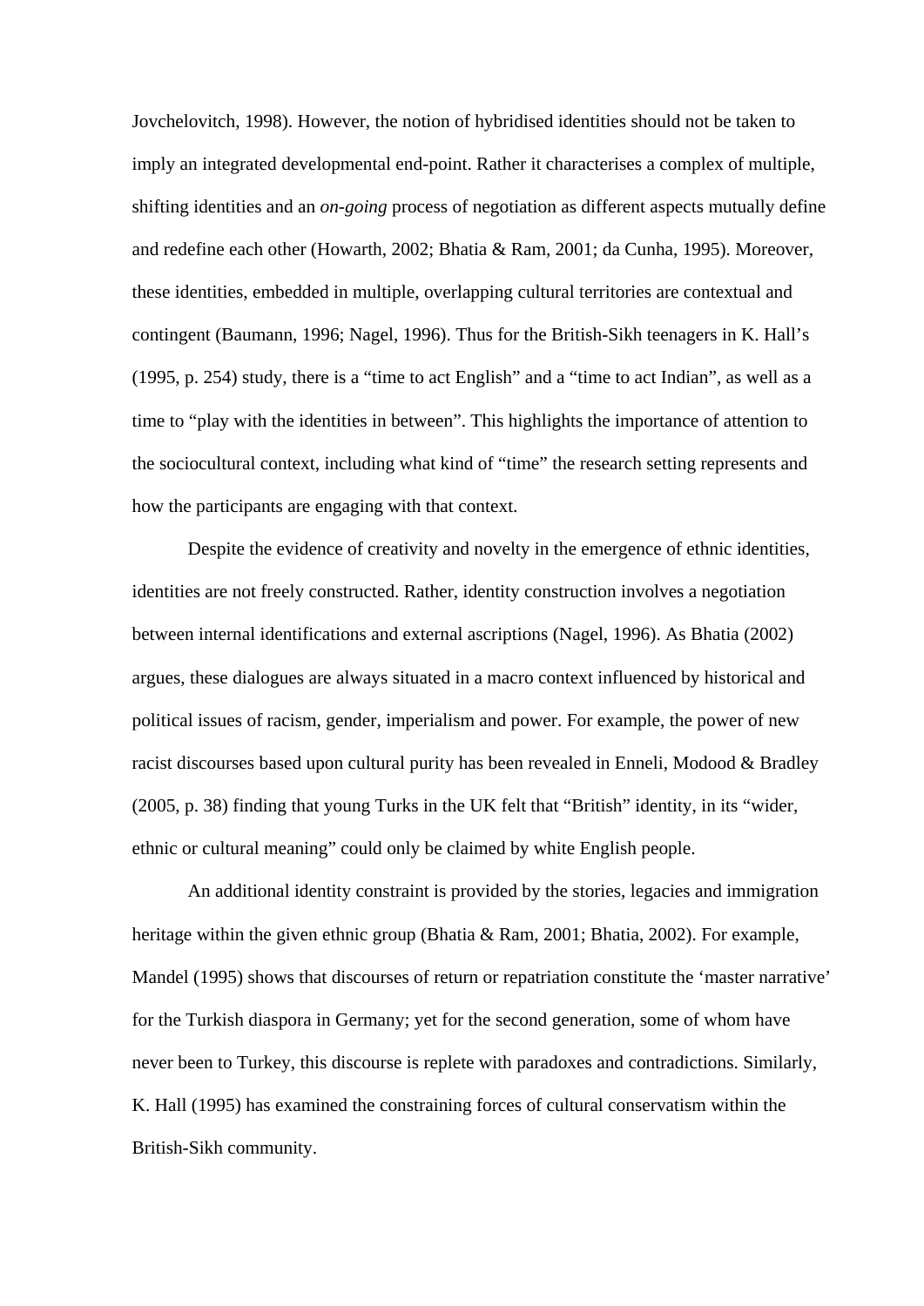Jovchelovitch, 1998). However, the notion of hybridised identities should not be taken to imply an integrated developmental end-point. Rather it characterises a complex of multiple, shifting identities and an *on-going* process of negotiation as different aspects mutually define and redefine each other (Howarth, 2002; Bhatia & Ram, 2001; da Cunha, 1995). Moreover, these identities, embedded in multiple, overlapping cultural territories are contextual and contingent (Baumann, 1996; Nagel, 1996). Thus for the British-Sikh teenagers in K. Hall's (1995, p. 254) study, there is a "time to act English" and a "time to act Indian", as well as a time to "play with the identities in between". This highlights the importance of attention to the sociocultural context, including what kind of "time" the research setting represents and how the participants are engaging with that context.

Despite the evidence of creativity and novelty in the emergence of ethnic identities, identities are not freely constructed. Rather, identity construction involves a negotiation between internal identifications and external ascriptions (Nagel, 1996). As Bhatia (2002) argues, these dialogues are always situated in a macro context influenced by historical and political issues of racism, gender, imperialism and power. For example, the power of new racist discourses based upon cultural purity has been revealed in Enneli, Modood & Bradley (2005, p. 38) finding that young Turks in the UK felt that "British" identity, in its "wider, ethnic or cultural meaning" could only be claimed by white English people.

An additional identity constraint is provided by the stories, legacies and immigration heritage within the given ethnic group (Bhatia & Ram, 2001; Bhatia, 2002). For example, Mandel (1995) shows that discourses of return or repatriation constitute the 'master narrative' for the Turkish diaspora in Germany; yet for the second generation, some of whom have never been to Turkey, this discourse is replete with paradoxes and contradictions. Similarly, K. Hall (1995) has examined the constraining forces of cultural conservatism within the British-Sikh community.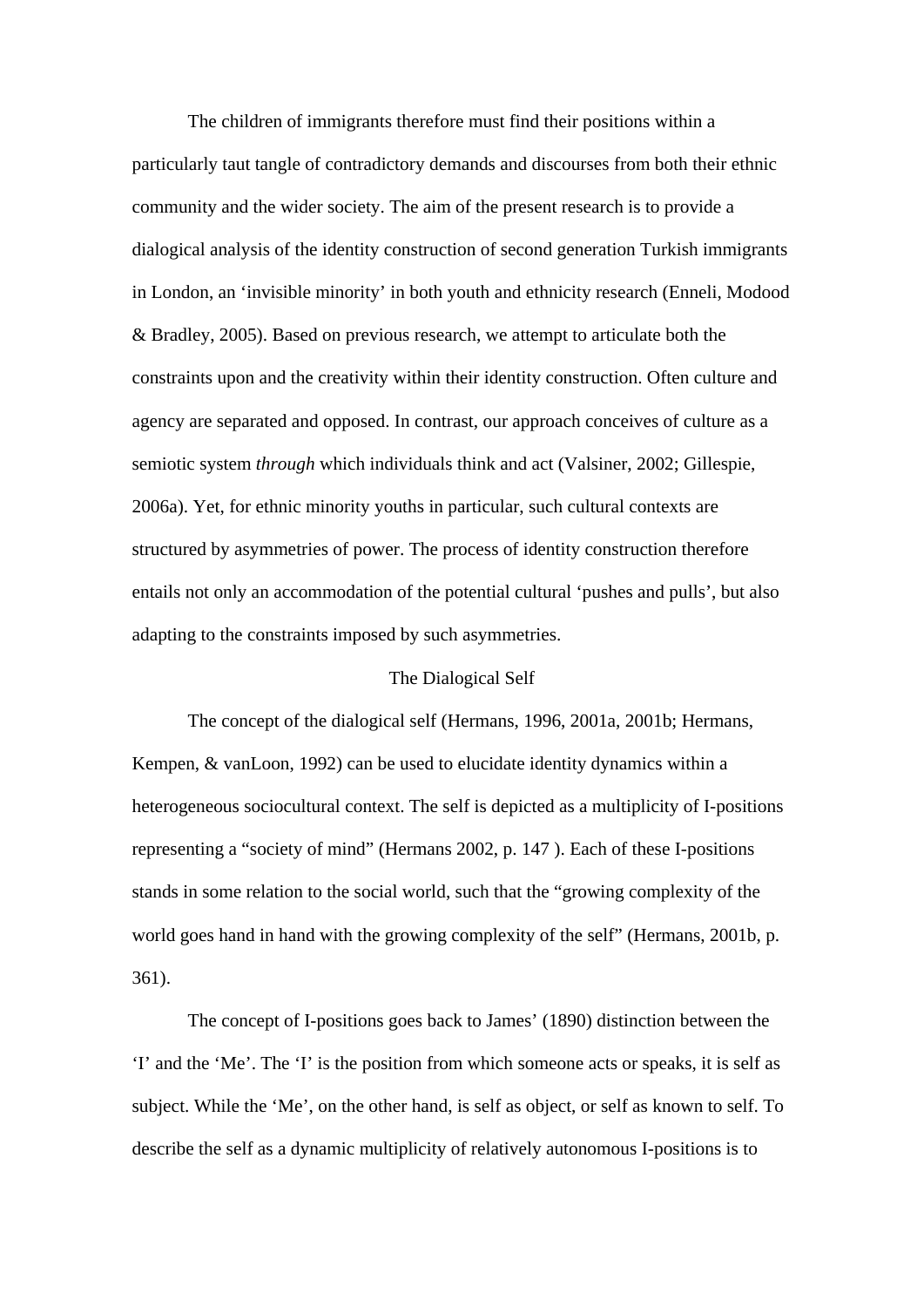The children of immigrants therefore must find their positions within a particularly taut tangle of contradictory demands and discourses from both their ethnic community and the wider society. The aim of the present research is to provide a dialogical analysis of the identity construction of second generation Turkish immigrants in London, an 'invisible minority' in both youth and ethnicity research (Enneli, Modood & Bradley, 2005). Based on previous research, we attempt to articulate both the constraints upon and the creativity within their identity construction. Often culture and agency are separated and opposed. In contrast, our approach conceives of culture as a semiotic system *through* which individuals think and act (Valsiner, 2002; Gillespie, 2006a). Yet, for ethnic minority youths in particular, such cultural contexts are structured by asymmetries of power. The process of identity construction therefore entails not only an accommodation of the potential cultural 'pushes and pulls', but also adapting to the constraints imposed by such asymmetries.

## The Dialogical Self

The concept of the dialogical self (Hermans, 1996, 2001a, 2001b; Hermans, Kempen, & vanLoon, 1992) can be used to elucidate identity dynamics within a heterogeneous sociocultural context. The self is depicted as a multiplicity of I-positions representing a "society of mind" (Hermans 2002, p. 147 ). Each of these I-positions stands in some relation to the social world, such that the "growing complexity of the world goes hand in hand with the growing complexity of the self" (Hermans, 2001b, p. 361).

The concept of I-positions goes back to James' (1890) distinction between the 'I' and the 'Me'. The 'I' is the position from which someone acts or speaks, it is self as subject. While the 'Me', on the other hand, is self as object, or self as known to self. To describe the self as a dynamic multiplicity of relatively autonomous I-positions is to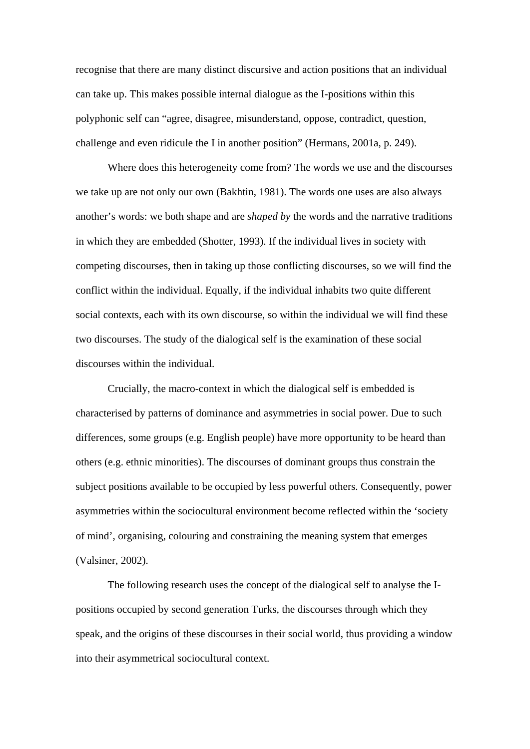recognise that there are many distinct discursive and action positions that an individual can take up. This makes possible internal dialogue as the I-positions within this polyphonic self can "agree, disagree, misunderstand, oppose, contradict, question, challenge and even ridicule the I in another position" (Hermans, 2001a, p. 249).

Where does this heterogeneity come from? The words we use and the discourses we take up are not only our own (Bakhtin, 1981). The words one uses are also always another's words: we both shape and are *shaped by* the words and the narrative traditions in which they are embedded (Shotter, 1993). If the individual lives in society with competing discourses, then in taking up those conflicting discourses, so we will find the conflict within the individual. Equally, if the individual inhabits two quite different social contexts, each with its own discourse, so within the individual we will find these two discourses. The study of the dialogical self is the examination of these social discourses within the individual.

Crucially, the macro-context in which the dialogical self is embedded is characterised by patterns of dominance and asymmetries in social power. Due to such differences, some groups (e.g. English people) have more opportunity to be heard than others (e.g. ethnic minorities). The discourses of dominant groups thus constrain the subject positions available to be occupied by less powerful others. Consequently, power asymmetries within the sociocultural environment become reflected within the 'society of mind', organising, colouring and constraining the meaning system that emerges (Valsiner, 2002).

The following research uses the concept of the dialogical self to analyse the I-positions occupied by second generation Turks, the discourses through which they speak, and the origins of these discourses in their social world, thus providing a window into their asymmetrical sociocultural context.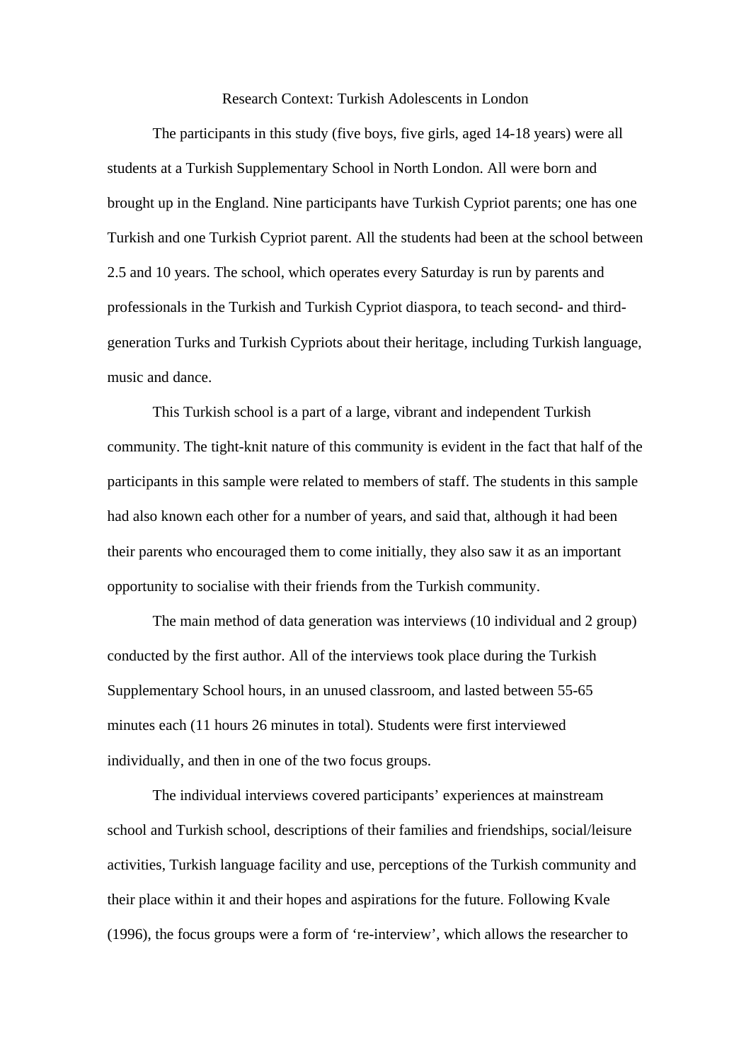## Research Context: Turkish Adolescents in London

The participants in this study (five boys, five girls, aged 14-18 years) were all students at a Turkish Supplementary School in North London. All were born and brought up in the England. Nine participants have Turkish Cypriot parents; one has one Turkish and one Turkish Cypriot parent. All the students had been at the school between 2.5 and 10 years. The school, which operates every Saturday is run by parents and professionals in the Turkish and Turkish Cypriot diaspora, to teach second- and third-generation Turks and Turkish Cypriots about their heritage, including Turkish language, music and dance.

This Turkish school is a part of a large, vibrant and independent Turkish community. The tight-knit nature of this community is evident in the fact that half of the participants in this sample were related to members of staff. The students in this sample had also known each other for a number of years, and said that, although it had been their parents who encouraged them to come initially, they also saw it as an important opportunity to socialise with their friends from the Turkish community.

The main method of data generation was interviews (10 individual and 2 group) conducted by the first author. All of the interviews took place during the Turkish Supplementary School hours, in an unused classroom, and lasted between 55-65 minutes each (11 hours 26 minutes in total). Students were first interviewed individually, and then in one of the two focus groups.

The individual interviews covered participants' experiences at mainstream school and Turkish school, descriptions of their families and friendships, social/leisure activities, Turkish language facility and use, perceptions of the Turkish community and their place within it and their hopes and aspirations for the future. Following Kvale (1996), the focus groups were a form of 're-interview', which allows the researcher to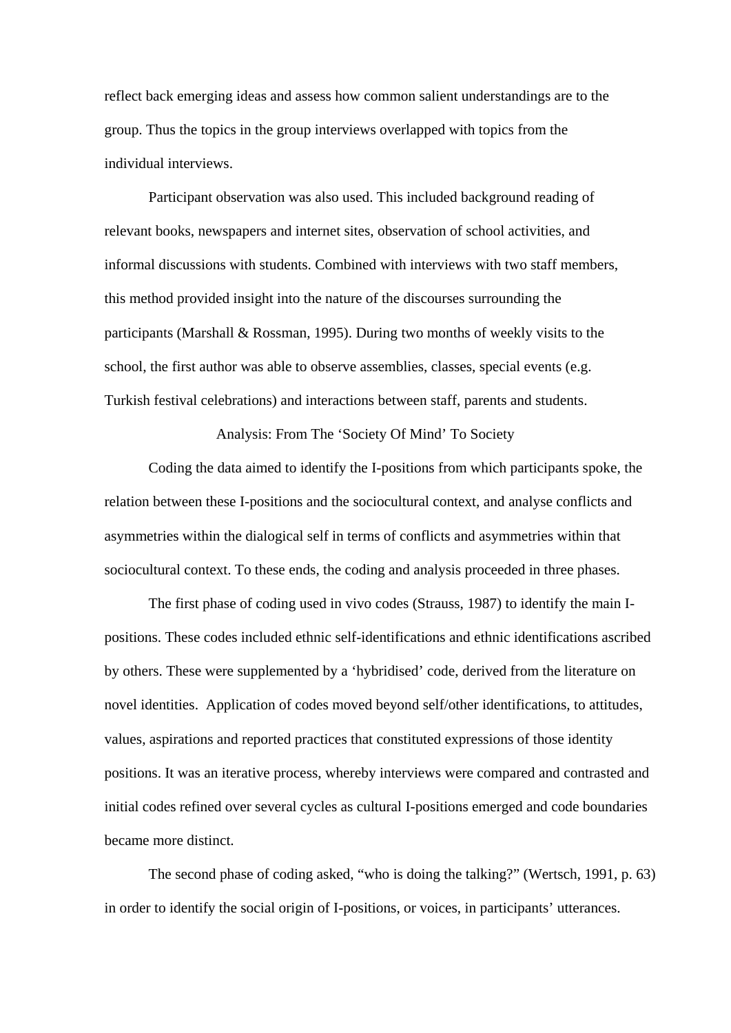reflect back emerging ideas and assess how common salient understandings are to the group. Thus the topics in the group interviews overlapped with topics from the individual interviews.

Participant observation was also used. This included background reading of relevant books, newspapers and internet sites, observation of school activities, and informal discussions with students. Combined with interviews with two staff members, this method provided insight into the nature of the discourses surrounding the participants (Marshall & Rossman, 1995). During two months of weekly visits to the school, the first author was able to observe assemblies, classes, special events (e.g. Turkish festival celebrations) and interactions between staff, parents and students.

## Analysis: From The 'Society Of Mind' To Society

Coding the data aimed to identify the I-positions from which participants spoke, the relation between these I-positions and the sociocultural context, and analyse conflicts and asymmetries within the dialogical self in terms of conflicts and asymmetries within that sociocultural context. To these ends, the coding and analysis proceeded in three phases.

The first phase of coding used in vivo codes (Strauss, 1987) to identify the main I-positions. These codes included ethnic self-identifications and ethnic identifications ascribed by others. These were supplemented by a 'hybridised' code, derived from the literature on novel identities. Application of codes moved beyond self/other identifications, to attitudes, values, aspirations and reported practices that constituted expressions of those identity positions. It was an iterative process, whereby interviews were compared and contrasted and initial codes refined over several cycles as cultural I-positions emerged and code boundaries became more distinct.

The second phase of coding asked, "who is doing the talking?" (Wertsch, 1991, p. 63) in order to identify the social origin of I-positions, or voices, in participants' utterances.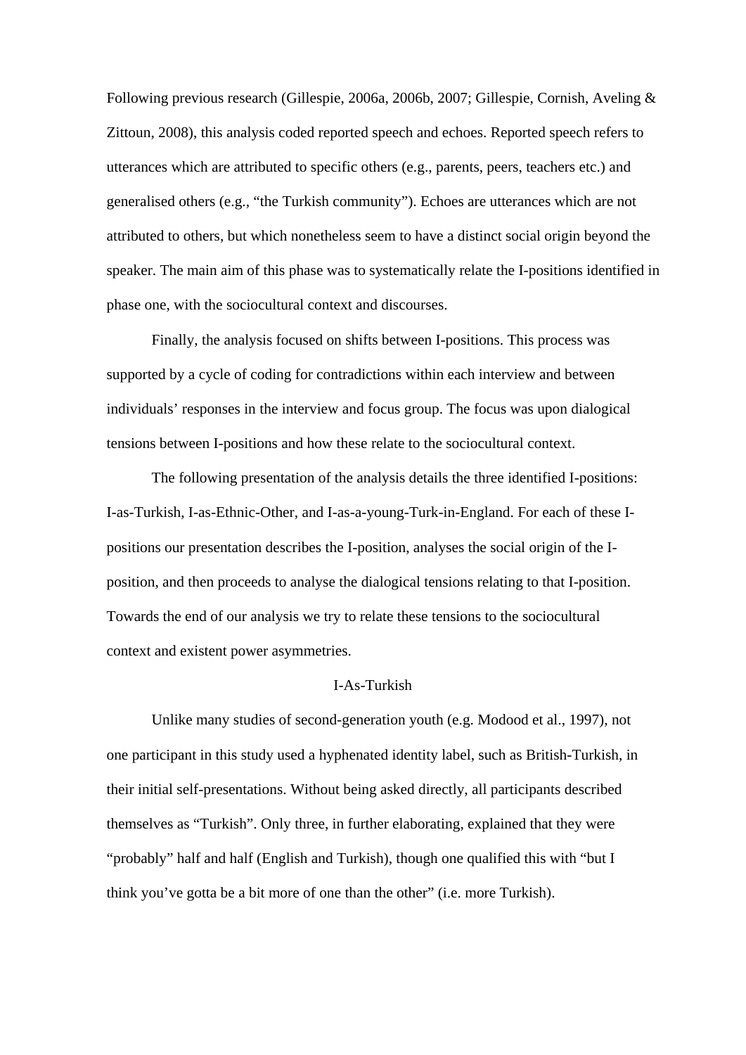Following previous research (Gillespie, 2006a, 2006b, 2007; Gillespie, Cornish, Aveling & Zittoun, 2008), this analysis coded reported speech and echoes. Reported speech refers to utterances which are attributed to specific others (e.g., parents, peers, teachers etc.) and generalised others (e.g., "the Turkish community"). Echoes are utterances which are not attributed to others, but which nonetheless seem to have a distinct social origin beyond the speaker. The main aim of this phase was to systematically relate the I-positions identified in phase one, with the sociocultural context and discourses.

Finally, the analysis focused on shifts between I-positions. This process was supported by a cycle of coding for contradictions within each interview and between individuals' responses in the interview and focus group. The focus was upon dialogical tensions between I-positions and how these relate to the sociocultural context.

The following presentation of the analysis details the three identified I-positions: I-as-Turkish, I-as-Ethnic-Other, and I-as-a-young-Turk-in-England. For each of these I-positions our presentation describes the I-position, analyses the social origin of the I-position, and then proceeds to analyse the dialogical tensions relating to that I-position. Towards the end of our analysis we try to relate these tensions to the sociocultural context and existent power asymmetries.

## I-As-Turkish

Unlike many studies of second-generation youth (e.g. Modood et al., 1997), not one participant in this study used a hyphenated identity label, such as British-Turkish, in their initial self-presentations. Without being asked directly, all participants described themselves as "Turkish". Only three, in further elaborating, explained that they were "probably" half and half (English and Turkish), though one qualified this with "but I think you've gotta be a bit more of one than the other" (i.e. more Turkish).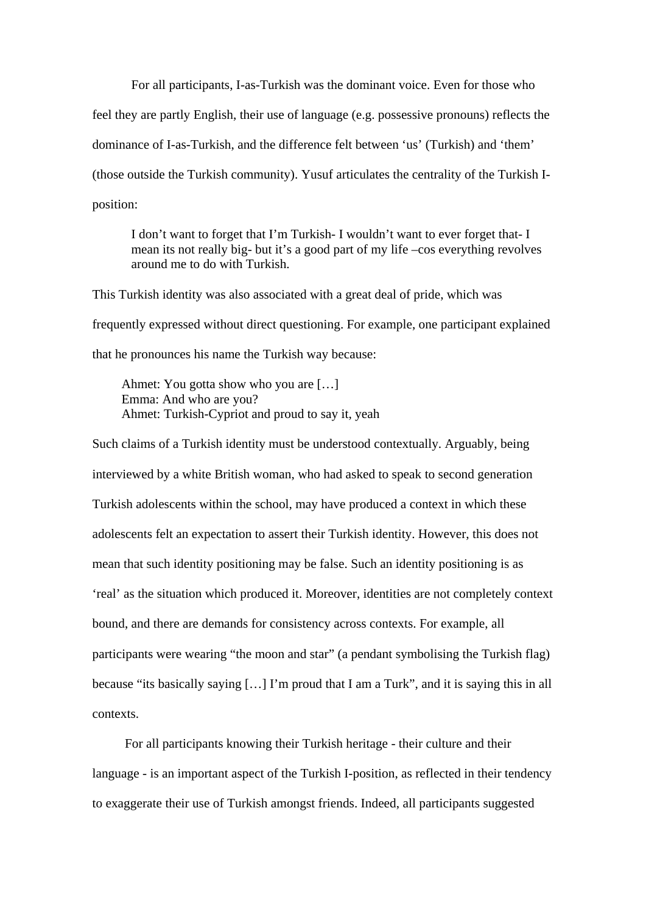For all participants, I-as-Turkish was the dominant voice. Even for those who feel they are partly English, their use of language (e.g. possessive pronouns) reflects the dominance of I-as-Turkish, and the difference felt between 'us' (Turkish) and 'them' (those outside the Turkish community). Yusuf articulates the centrality of the Turkish I-position:

> I don't want to forget that I'm Turkish- I wouldn't want to ever forget that- I mean its not really big- but it's a good part of my life –cos everything revolves around me to do with Turkish.

This Turkish identity was also associated with a great deal of pride, which was frequently expressed without direct questioning. For example, one participant explained that he pronounces his name the Turkish way because:

> Ahmet: You gotta show who you are […]
> Emma: And who are you?
> Ahmet: Turkish-Cypriot and proud to say it, yeah

Such claims of a Turkish identity must be understood contextually. Arguably, being interviewed by a white British woman, who had asked to speak to second generation Turkish adolescents within the school, may have produced a context in which these adolescents felt an expectation to assert their Turkish identity. However, this does not mean that such identity positioning may be false. Such an identity positioning is as 'real' as the situation which produced it. Moreover, identities are not completely context bound, and there are demands for consistency across contexts. For example, all participants were wearing "the moon and star" (a pendant symbolising the Turkish flag) because "its basically saying […] I'm proud that I am a Turk", and it is saying this in all contexts.

For all participants knowing their Turkish heritage - their culture and their language - is an important aspect of the Turkish I-position, as reflected in their tendency to exaggerate their use of Turkish amongst friends. Indeed, all participants suggested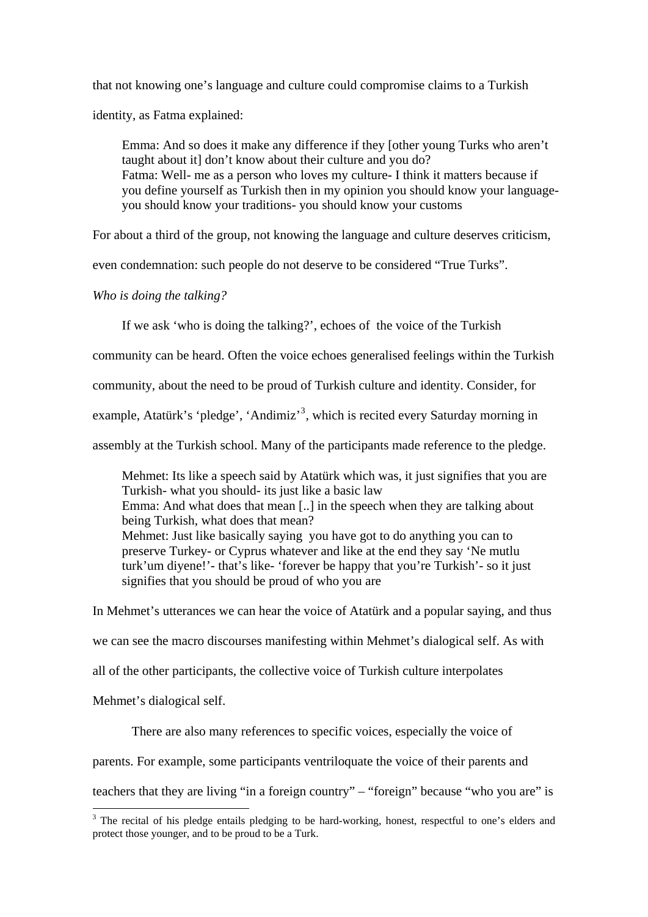that not knowing one's language and culture could compromise claims to a Turkish identity, as Fatma explained:

> Emma: And so does it make any difference if they [other young Turks who aren't taught about it] don't know about their culture and you do?
> Fatma: Well- me as a person who loves my culture- I think it matters because if you define yourself as Turkish then in my opinion you should know your language- you should know your traditions- you should know your customs

For about a third of the group, not knowing the language and culture deserves criticism, even condemnation: such people do not deserve to be considered "True Turks".

*Who is doing the talking?*

If we ask 'who is doing the talking?', echoes of the voice of the Turkish community can be heard. Often the voice echoes generalised feelings within the Turkish community, about the need to be proud of Turkish culture and identity. Consider, for example, Atatürk's 'pledge', 'Andimiz'[3], which is recited every Saturday morning in assembly at the Turkish school. Many of the participants made reference to the pledge.

> Mehmet: Its like a speech said by Atatürk which was, it just signifies that you are Turkish- what you should- its just like a basic law
> Emma: And what does that mean [..] in the speech when they are talking about being Turkish, what does that mean?
> Mehmet: Just like basically saying you have got to do anything you can to preserve Turkey- or Cyprus whatever and like at the end they say 'Ne mutlu turk'um diyene!'- that's like- 'forever be happy that you're Turkish'- so it just signifies that you should be proud of who you are

In Mehmet's utterances we can hear the voice of Atatürk and a popular saying, and thus we can see the macro discourses manifesting within Mehmet's dialogical self. As with all of the other participants, the collective voice of Turkish culture interpolates Mehmet's dialogical self.

There are also many references to specific voices, especially the voice of parents. For example, some participants ventriloquate the voice of their parents and teachers that they are living "in a foreign country" – "foreign" because "who you are" is

[3] The recital of his pledge entails pledging to be hard-working, honest, respectful to one's elders and protect those younger, and to be proud to be a Turk.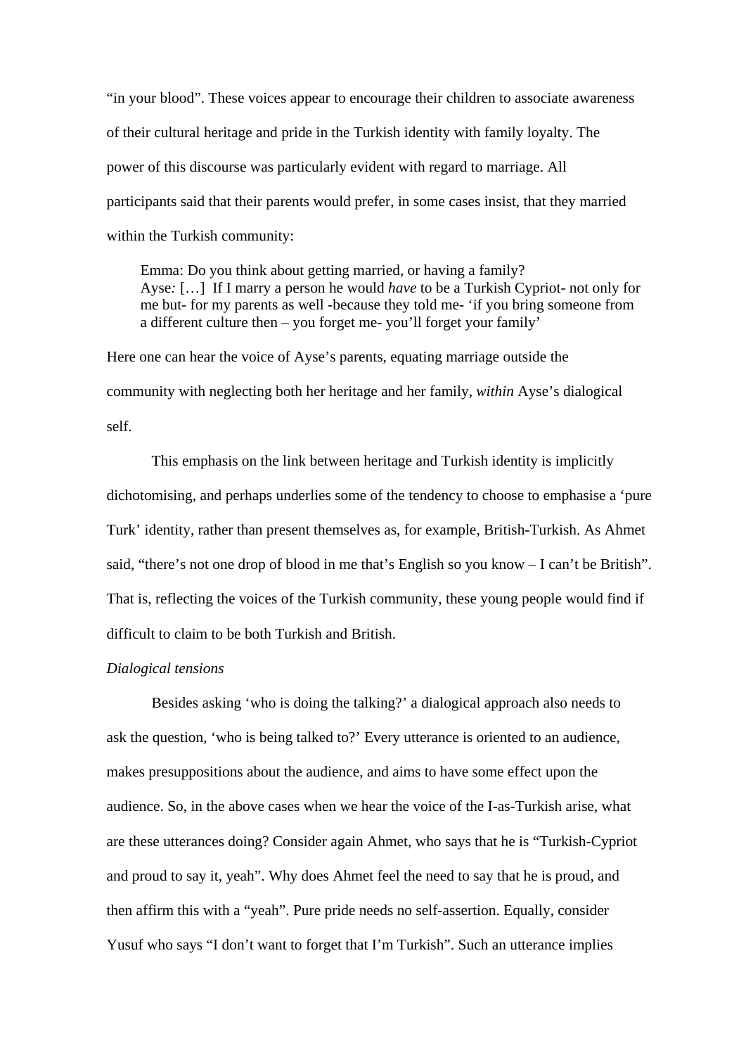"in your blood". These voices appear to encourage their children to associate awareness of their cultural heritage and pride in the Turkish identity with family loyalty. The power of this discourse was particularly evident with regard to marriage. All participants said that their parents would prefer, in some cases insist, that they married within the Turkish community:

> Emma: Do you think about getting married, or having a family?
> Ayse*:* […] If I marry a person he would *have* to be a Turkish Cypriot- not only for me but- for my parents as well -because they told me- 'if you bring someone from a different culture then – you forget me- you'll forget your family'

Here one can hear the voice of Ayse's parents, equating marriage outside the community with neglecting both her heritage and her family, *within* Ayse's dialogical self.

This emphasis on the link between heritage and Turkish identity is implicitly dichotomising, and perhaps underlies some of the tendency to choose to emphasise a 'pure Turk' identity, rather than present themselves as, for example, British-Turkish. As Ahmet said, "there's not one drop of blood in me that's English so you know – I can't be British". That is, reflecting the voices of the Turkish community, these young people would find if difficult to claim to be both Turkish and British.

*Dialogical tensions*

Besides asking 'who is doing the talking?' a dialogical approach also needs to ask the question, 'who is being talked to?' Every utterance is oriented to an audience, makes presuppositions about the audience, and aims to have some effect upon the audience. So, in the above cases when we hear the voice of the I-as-Turkish arise, what are these utterances doing? Consider again Ahmet, who says that he is "Turkish-Cypriot and proud to say it, yeah". Why does Ahmet feel the need to say that he is proud, and then affirm this with a "yeah". Pure pride needs no self-assertion. Equally, consider Yusuf who says "I don't want to forget that I'm Turkish". Such an utterance implies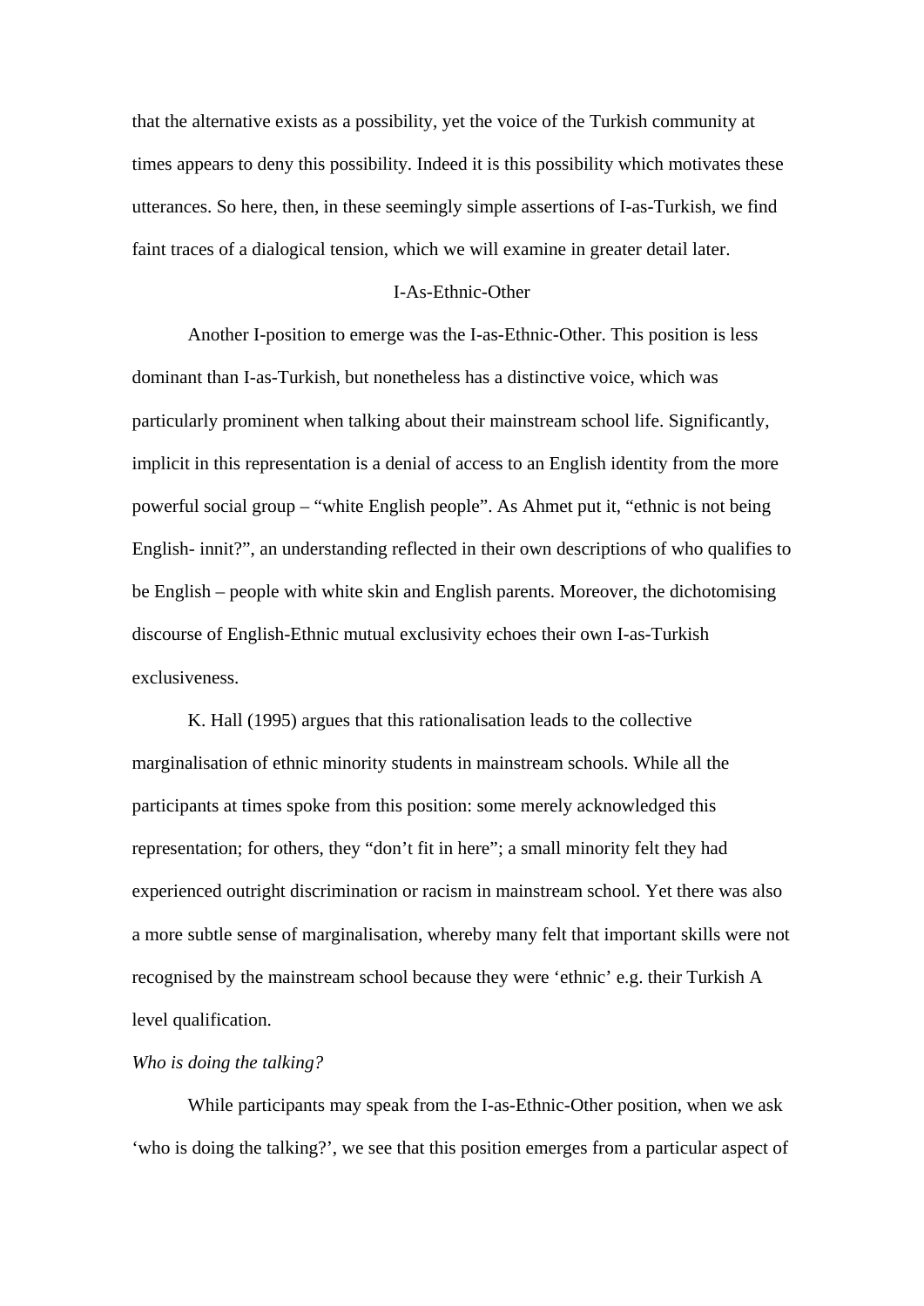that the alternative exists as a possibility, yet the voice of the Turkish community at times appears to deny this possibility. Indeed it is this possibility which motivates these utterances. So here, then, in these seemingly simple assertions of I-as-Turkish, we find faint traces of a dialogical tension, which we will examine in greater detail later.

## I-As-Ethnic-Other

Another I-position to emerge was the I-as-Ethnic-Other. This position is less dominant than I-as-Turkish, but nonetheless has a distinctive voice, which was particularly prominent when talking about their mainstream school life. Significantly, implicit in this representation is a denial of access to an English identity from the more powerful social group – "white English people". As Ahmet put it, "ethnic is not being English- innit?", an understanding reflected in their own descriptions of who qualifies to be English – people with white skin and English parents. Moreover, the dichotomising discourse of English-Ethnic mutual exclusivity echoes their own I-as-Turkish exclusiveness.

K. Hall (1995) argues that this rationalisation leads to the collective marginalisation of ethnic minority students in mainstream schools. While all the participants at times spoke from this position: some merely acknowledged this representation; for others, they "don't fit in here"; a small minority felt they had experienced outright discrimination or racism in mainstream school. Yet there was also a more subtle sense of marginalisation, whereby many felt that important skills were not recognised by the mainstream school because they were 'ethnic' e.g. their Turkish A level qualification.

### *Who is doing the talking?*

While participants may speak from the I-as-Ethnic-Other position, when we ask 'who is doing the talking?', we see that this position emerges from a particular aspect of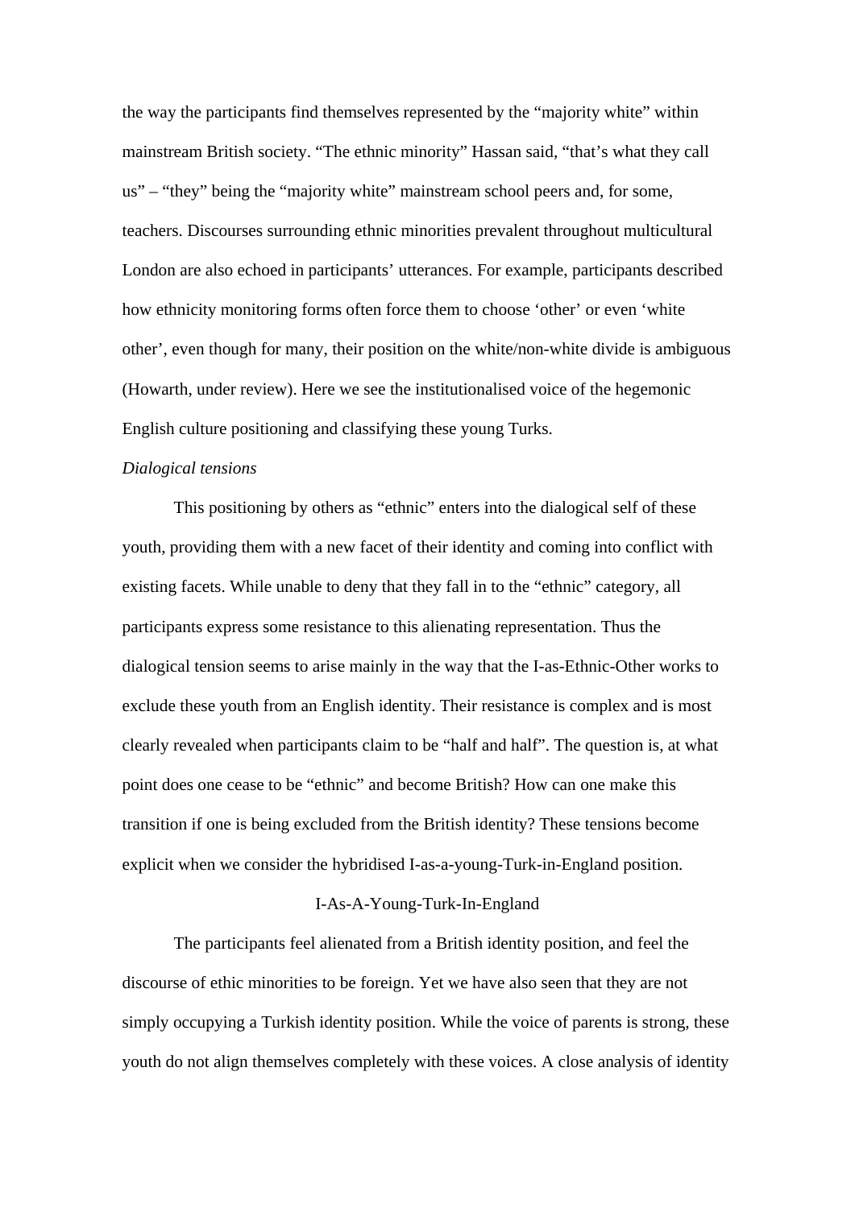the way the participants find themselves represented by the "majority white" within mainstream British society. "The ethnic minority" Hassan said, "that's what they call us" – "they" being the "majority white" mainstream school peers and, for some, teachers. Discourses surrounding ethnic minorities prevalent throughout multicultural London are also echoed in participants' utterances. For example, participants described how ethnicity monitoring forms often force them to choose 'other' or even 'white other', even though for many, their position on the white/non-white divide is ambiguous (Howarth, under review). Here we see the institutionalised voice of the hegemonic English culture positioning and classifying these young Turks.

*Dialogical tensions*

This positioning by others as "ethnic" enters into the dialogical self of these youth, providing them with a new facet of their identity and coming into conflict with existing facets. While unable to deny that they fall in to the "ethnic" category, all participants express some resistance to this alienating representation. Thus the dialogical tension seems to arise mainly in the way that the I-as-Ethnic-Other works to exclude these youth from an English identity. Their resistance is complex and is most clearly revealed when participants claim to be "half and half". The question is, at what point does one cease to be "ethnic" and become British? How can one make this transition if one is being excluded from the British identity? These tensions become explicit when we consider the hybridised I-as-a-young-Turk-in-England position.

## I-As-A-Young-Turk-In-England

The participants feel alienated from a British identity position, and feel the discourse of ethic minorities to be foreign. Yet we have also seen that they are not simply occupying a Turkish identity position. While the voice of parents is strong, these youth do not align themselves completely with these voices. A close analysis of identity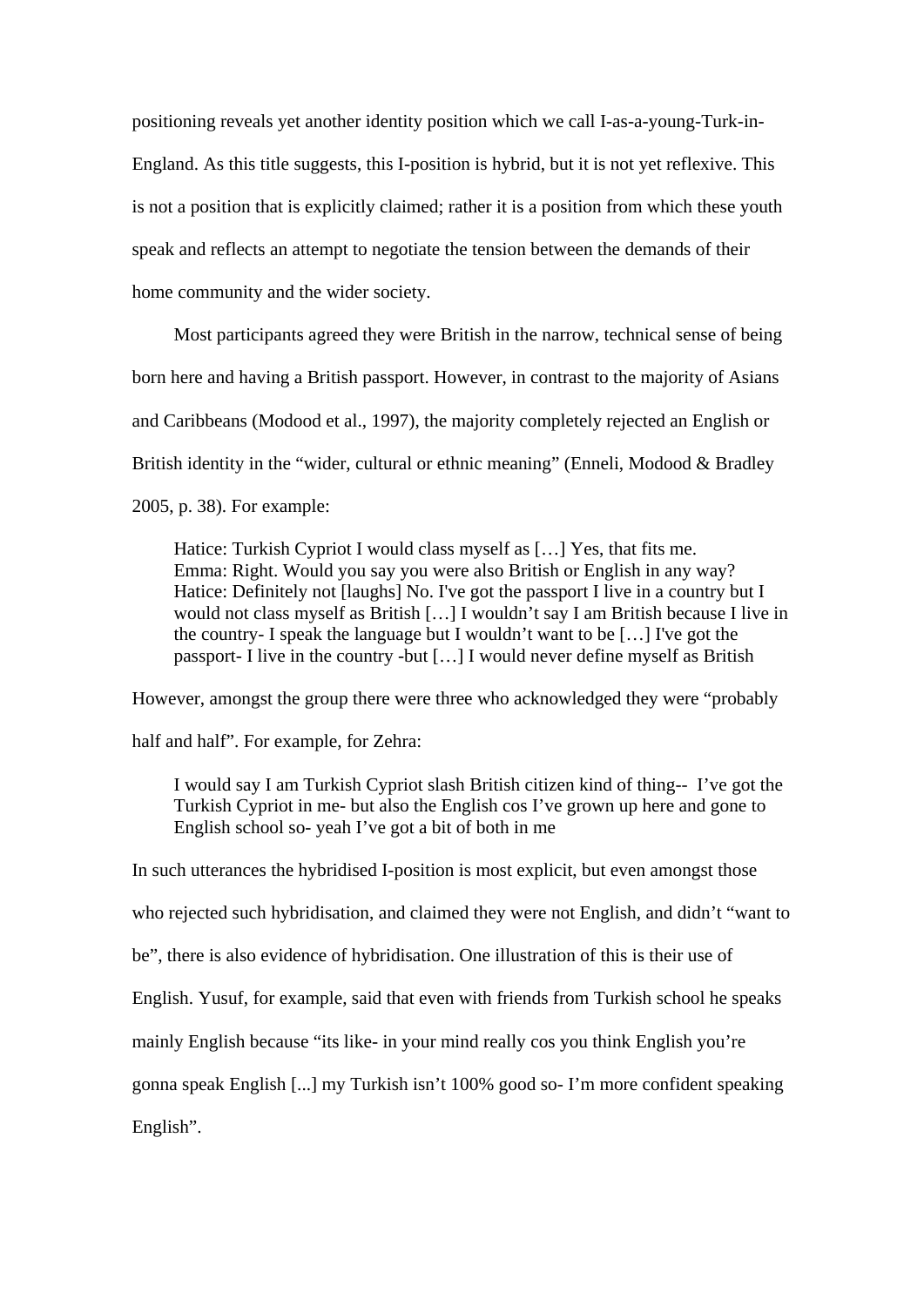positioning reveals yet another identity position which we call I-as-a-young-Turk-in-England. As this title suggests, this I-position is hybrid, but it is not yet reflexive. This is not a position that is explicitly claimed; rather it is a position from which these youth speak and reflects an attempt to negotiate the tension between the demands of their home community and the wider society.

Most participants agreed they were British in the narrow, technical sense of being born here and having a British passport. However, in contrast to the majority of Asians and Caribbeans (Modood et al., 1997), the majority completely rejected an English or British identity in the "wider, cultural or ethnic meaning" (Enneli, Modood & Bradley 2005, p. 38). For example:

> Hatice: Turkish Cypriot I would class myself as […] Yes, that fits me.
> Emma: Right. Would you say you were also British or English in any way?
> Hatice: Definitely not [laughs] No. I've got the passport I live in a country but I would not class myself as British […] I wouldn't say I am British because I live in the country- I speak the language but I wouldn't want to be […] I've got the passport- I live in the country -but […] I would never define myself as British

However, amongst the group there were three who acknowledged they were "probably half and half". For example, for Zehra:

> I would say I am Turkish Cypriot slash British citizen kind of thing-- I've got the Turkish Cypriot in me- but also the English cos I've grown up here and gone to English school so- yeah I've got a bit of both in me

In such utterances the hybridised I-position is most explicit, but even amongst those who rejected such hybridisation, and claimed they were not English, and didn't "want to be", there is also evidence of hybridisation. One illustration of this is their use of English. Yusuf, for example, said that even with friends from Turkish school he speaks mainly English because "its like- in your mind really cos you think English you're gonna speak English [...] my Turkish isn't 100% good so- I'm more confident speaking English".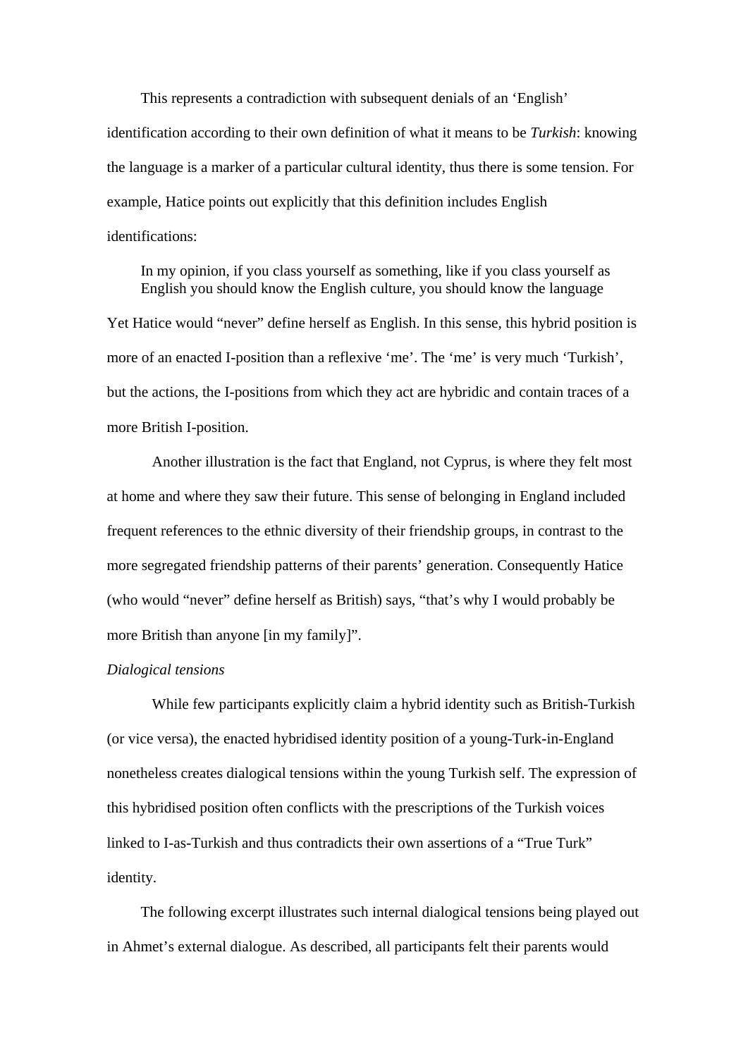This represents a contradiction with subsequent denials of an 'English' identification according to their own definition of what it means to be *Turkish*: knowing the language is a marker of a particular cultural identity, thus there is some tension. For example, Hatice points out explicitly that this definition includes English identifications:

> In my opinion, if you class yourself as something, like if you class yourself as English you should know the English culture, you should know the language

Yet Hatice would "never" define herself as English. In this sense, this hybrid position is more of an enacted I-position than a reflexive 'me'. The 'me' is very much 'Turkish', but the actions, the I-positions from which they act are hybridic and contain traces of a more British I-position.

Another illustration is the fact that England, not Cyprus, is where they felt most at home and where they saw their future. This sense of belonging in England included frequent references to the ethnic diversity of their friendship groups, in contrast to the more segregated friendship patterns of their parents' generation. Consequently Hatice (who would "never" define herself as British) says, "that's why I would probably be more British than anyone [in my family]".

*Dialogical tensions*

While few participants explicitly claim a hybrid identity such as British-Turkish (or vice versa), the enacted hybridised identity position of a young-Turk-in-England nonetheless creates dialogical tensions within the young Turkish self. The expression of this hybridised position often conflicts with the prescriptions of the Turkish voices linked to I-as-Turkish and thus contradicts their own assertions of a "True Turk" identity.

The following excerpt illustrates such internal dialogical tensions being played out in Ahmet's external dialogue. As described, all participants felt their parents would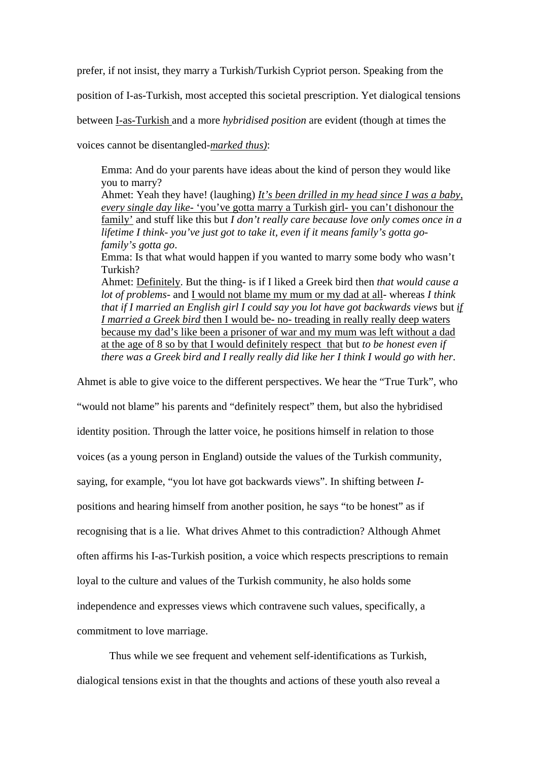prefer, if not insist, they marry a Turkish/Turkish Cypriot person. Speaking from the position of I-as-Turkish, most accepted this societal prescription. Yet dialogical tensions between <u>I-as-Turkish</u> and a more *hybridised position* are evident (though at times the voices cannot be disentangled-<u>*marked thus)*</u>:

> Emma: And do your parents have ideas about the kind of person they would like you to marry?
> Ahmet: Yeah they have! (laughing) <u>*It's been drilled in my head since I was a baby, every single day like-*</u> <u>'you've gotta marry a Turkish girl- you can't dishonour the family'</u> and stuff like this but *I don't really care because love only comes once in a lifetime I think- you've just got to take it, even if it means family's gotta go- family's gotta go*.
> Emma: Is that what would happen if you wanted to marry some body who wasn't Turkish?
> Ahmet: <u>Definitely</u>. But the thing- is if I liked a Greek bird then *that would cause a lot of problems*- and <u>I would not blame my mum or my dad at all</u>- whereas *I think that if I married an English girl I could say you lot have got backwards views* but <u>*if I married a Greek bird* then I would be- no- treading in really really deep waters because my dad's like been a prisoner of war and my mum was left without a dad at the age of 8 so by that I would definitely respect that</u> but *to be honest even if there was a Greek bird and I really really did like her I think I would go with her*.

Ahmet is able to give voice to the different perspectives. We hear the "True Turk", who "would not blame" his parents and "definitely respect" them, but also the hybridised identity position. Through the latter voice, he positions himself in relation to those voices (as a young person in England) outside the values of the Turkish community, saying, for example, "you lot have got backwards views". In shifting between *I*-positions and hearing himself from another position, he says "to be honest" as if recognising that is a lie. What drives Ahmet to this contradiction? Although Ahmet often affirms his I-as-Turkish position, a voice which respects prescriptions to remain loyal to the culture and values of the Turkish community, he also holds some independence and expresses views which contravene such values, specifically, a commitment to love marriage.

Thus while we see frequent and vehement self-identifications as Turkish, dialogical tensions exist in that the thoughts and actions of these youth also reveal a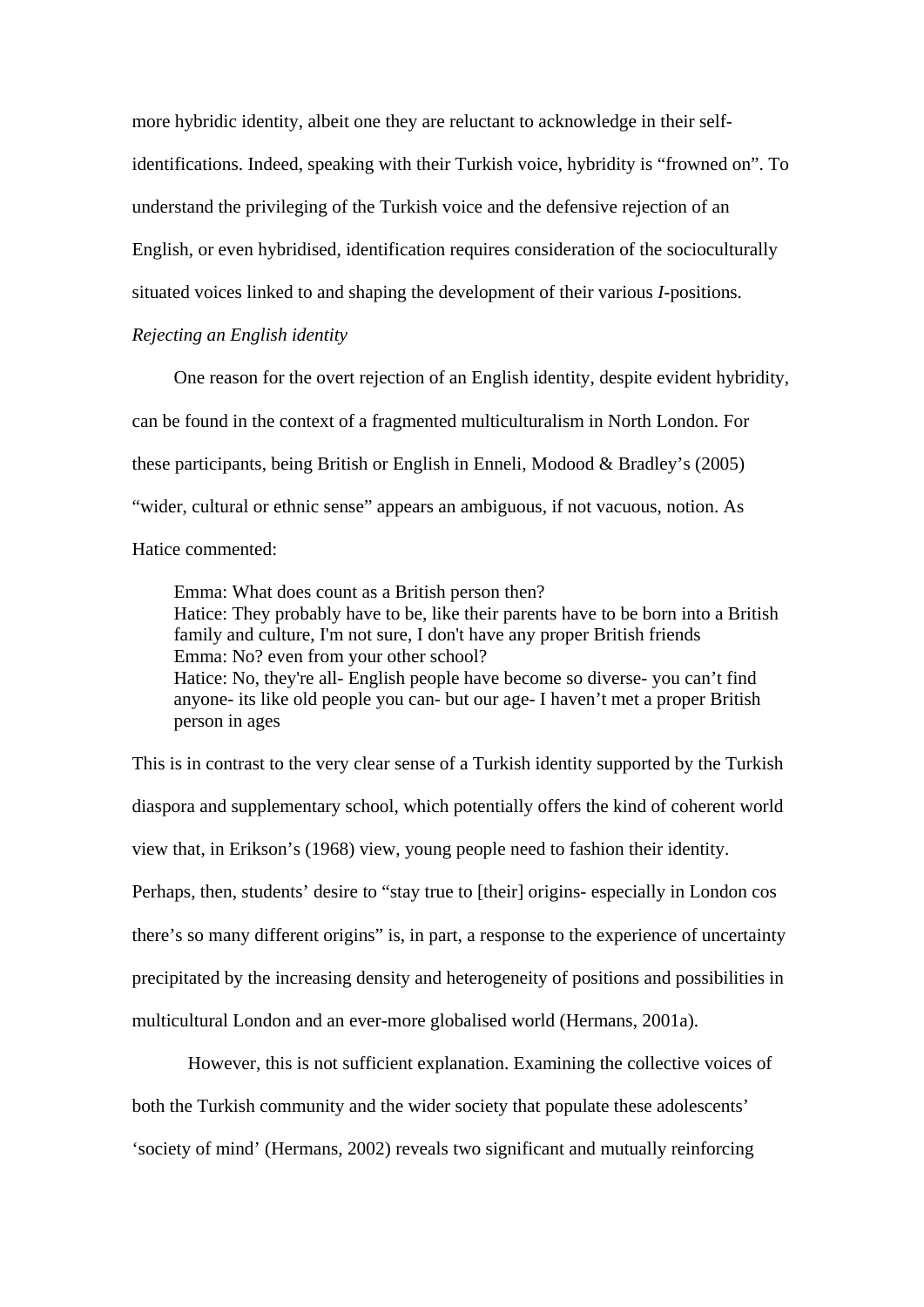more hybridic identity, albeit one they are reluctant to acknowledge in their self-identifications. Indeed, speaking with their Turkish voice, hybridity is “frowned on”. To understand the privileging of the Turkish voice and the defensive rejection of an English, or even hybridised, identification requires consideration of the socioculturally situated voices linked to and shaping the development of their various *I*-positions.

*Rejecting an English identity*

One reason for the overt rejection of an English identity, despite evident hybridity, can be found in the context of a fragmented multiculturalism in North London. For these participants, being British or English in Enneli, Modood & Bradley’s (2005) “wider, cultural or ethnic sense” appears an ambiguous, if not vacuous, notion. As Hatice commented:

> Emma: What does count as a British person then?
> Hatice: They probably have to be, like their parents have to be born into a British family and culture, I'm not sure, I don't have any proper British friends
> Emma: No? even from your other school?
> Hatice: No, they're all- English people have become so diverse- you can’t find anyone- its like old people you can- but our age- I haven’t met a proper British person in ages

This is in contrast to the very clear sense of a Turkish identity supported by the Turkish diaspora and supplementary school, which potentially offers the kind of coherent world view that, in Erikson’s (1968) view, young people need to fashion their identity. Perhaps, then, students’ desire to “stay true to [their] origins- especially in London cos there’s so many different origins” is, in part, a response to the experience of uncertainty precipitated by the increasing density and heterogeneity of positions and possibilities in multicultural London and an ever-more globalised world (Hermans, 2001a).

However, this is not sufficient explanation. Examining the collective voices of both the Turkish community and the wider society that populate these adolescents’ ‘society of mind’ (Hermans, 2002) reveals two significant and mutually reinforcing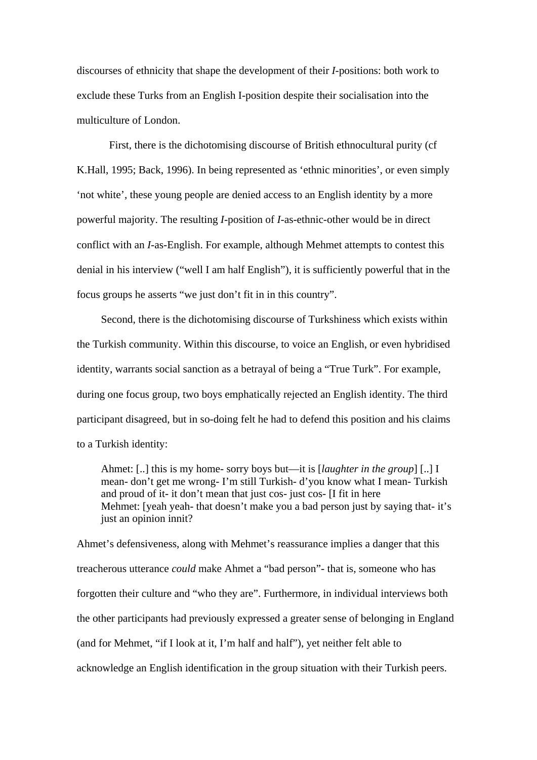discourses of ethnicity that shape the development of their *I*-positions: both work to exclude these Turks from an English I-position despite their socialisation into the multiculture of London.

First, there is the dichotomising discourse of British ethnocultural purity (cf K.Hall, 1995; Back, 1996). In being represented as 'ethnic minorities', or even simply 'not white', these young people are denied access to an English identity by a more powerful majority. The resulting *I*-position of *I*-as-ethnic-other would be in direct conflict with an *I*-as-English. For example, although Mehmet attempts to contest this denial in his interview ("well I am half English"), it is sufficiently powerful that in the focus groups he asserts "we just don't fit in in this country".

Second, there is the dichotomising discourse of Turkshiness which exists within the Turkish community. Within this discourse, to voice an English, or even hybridised identity, warrants social sanction as a betrayal of being a "True Turk". For example, during one focus group, two boys emphatically rejected an English identity. The third participant disagreed, but in so-doing felt he had to defend this position and his claims to a Turkish identity:

> Ahmet: [..] this is my home- sorry boys but—it is [*laughter in the group*] [..] I mean- don't get me wrong- I'm still Turkish- d'you know what I mean- Turkish and proud of it- it don't mean that just cos- just cos- [I fit in here
> Mehmet: [yeah yeah- that doesn't make you a bad person just by saying that- it's just an opinion innit?

Ahmet's defensiveness, along with Mehmet's reassurance implies a danger that this treacherous utterance *could* make Ahmet a "bad person"- that is, someone who has forgotten their culture and "who they are". Furthermore, in individual interviews both the other participants had previously expressed a greater sense of belonging in England (and for Mehmet, "if I look at it, I'm half and half"), yet neither felt able to acknowledge an English identification in the group situation with their Turkish peers.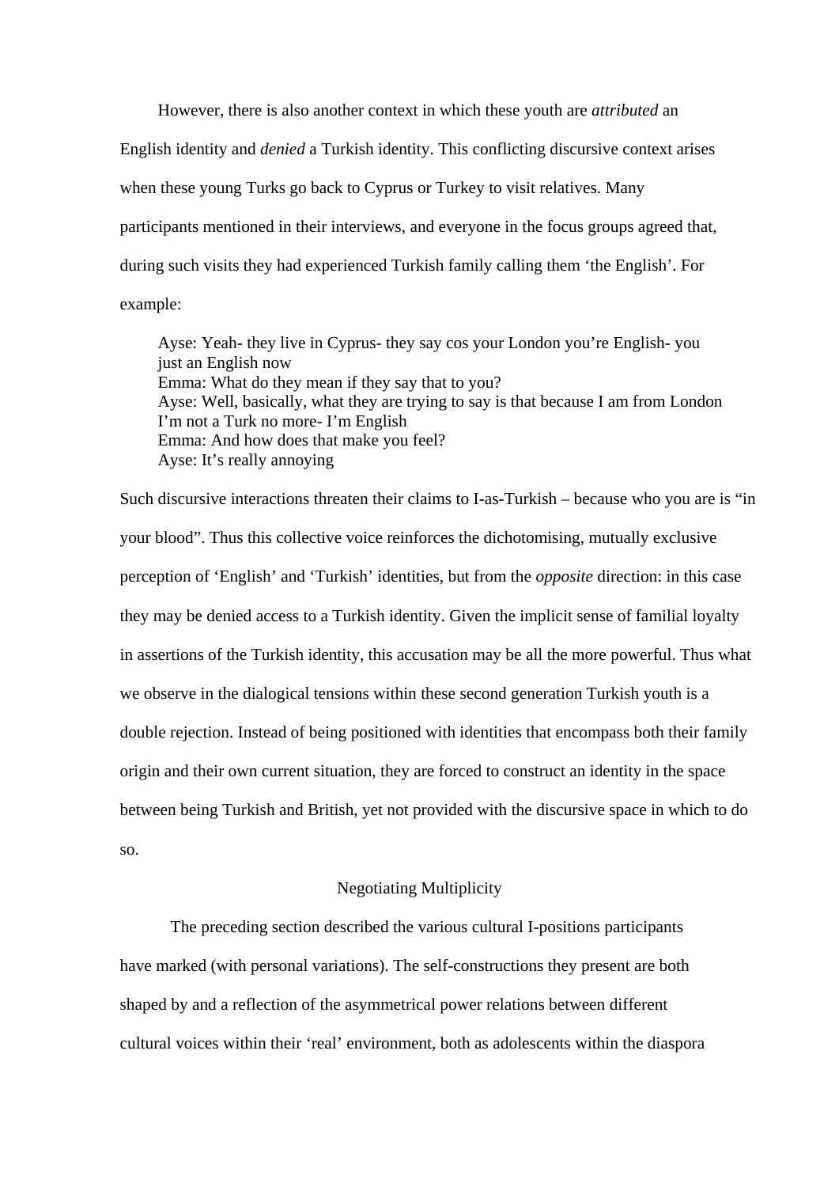However, there is also another context in which these youth are *attributed* an English identity and *denied* a Turkish identity. This conflicting discursive context arises when these young Turks go back to Cyprus or Turkey to visit relatives. Many participants mentioned in their interviews, and everyone in the focus groups agreed that, during such visits they had experienced Turkish family calling them 'the English'. For example:

> Ayse: Yeah- they live in Cyprus- they say cos your London you're English- you just an English now
> Emma: What do they mean if they say that to you?
> Ayse: Well, basically, what they are trying to say is that because I am from London I'm not a Turk no more- I'm English
> Emma: And how does that make you feel?
> Ayse: It's really annoying

Such discursive interactions threaten their claims to I-as-Turkish – because who you are is "in your blood". Thus this collective voice reinforces the dichotomising, mutually exclusive perception of 'English' and 'Turkish' identities, but from the *opposite* direction: in this case they may be denied access to a Turkish identity. Given the implicit sense of familial loyalty in assertions of the Turkish identity, this accusation may be all the more powerful. Thus what we observe in the dialogical tensions within these second generation Turkish youth is a double rejection. Instead of being positioned with identities that encompass both their family origin and their own current situation, they are forced to construct an identity in the space between being Turkish and British, yet not provided with the discursive space in which to do so.

## Negotiating Multiplicity

The preceding section described the various cultural I-positions participants have marked (with personal variations). The self-constructions they present are both shaped by and a reflection of the asymmetrical power relations between different cultural voices within their 'real' environment, both as adolescents within the diaspora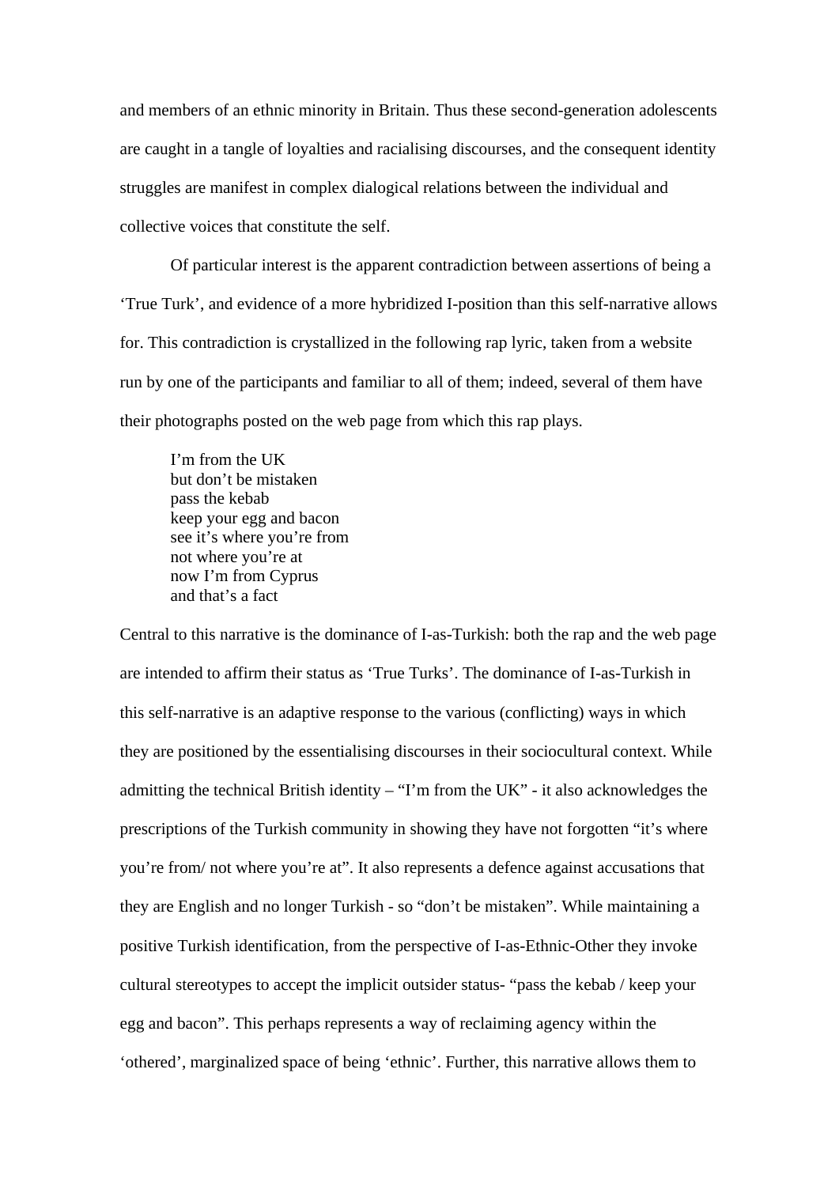and members of an ethnic minority in Britain. Thus these second-generation adolescents are caught in a tangle of loyalties and racialising discourses, and the consequent identity struggles are manifest in complex dialogical relations between the individual and collective voices that constitute the self.

Of particular interest is the apparent contradiction between assertions of being a ‘True Turk’, and evidence of a more hybridized I-position than this self-narrative allows for. This contradiction is crystallized in the following rap lyric, taken from a website run by one of the participants and familiar to all of them; indeed, several of them have their photographs posted on the web page from which this rap plays.

> I’m from the UK  
> but don’t be mistaken  
> pass the kebab  
> keep your egg and bacon  
> see it’s where you’re from  
> not where you’re at  
> now I’m from Cyprus  
> and that’s a fact

Central to this narrative is the dominance of I-as-Turkish: both the rap and the web page are intended to affirm their status as ‘True Turks’. The dominance of I-as-Turkish in this self-narrative is an adaptive response to the various (conflicting) ways in which they are positioned by the essentialising discourses in their sociocultural context. While admitting the technical British identity – “I’m from the UK” - it also acknowledges the prescriptions of the Turkish community in showing they have not forgotten “it’s where you’re from/ not where you’re at”. It also represents a defence against accusations that they are English and no longer Turkish - so “don’t be mistaken”. While maintaining a positive Turkish identification, from the perspective of I-as-Ethnic-Other they invoke cultural stereotypes to accept the implicit outsider status- “pass the kebab / keep your egg and bacon”. This perhaps represents a way of reclaiming agency within the ‘othered’, marginalized space of being ‘ethnic’. Further, this narrative allows them to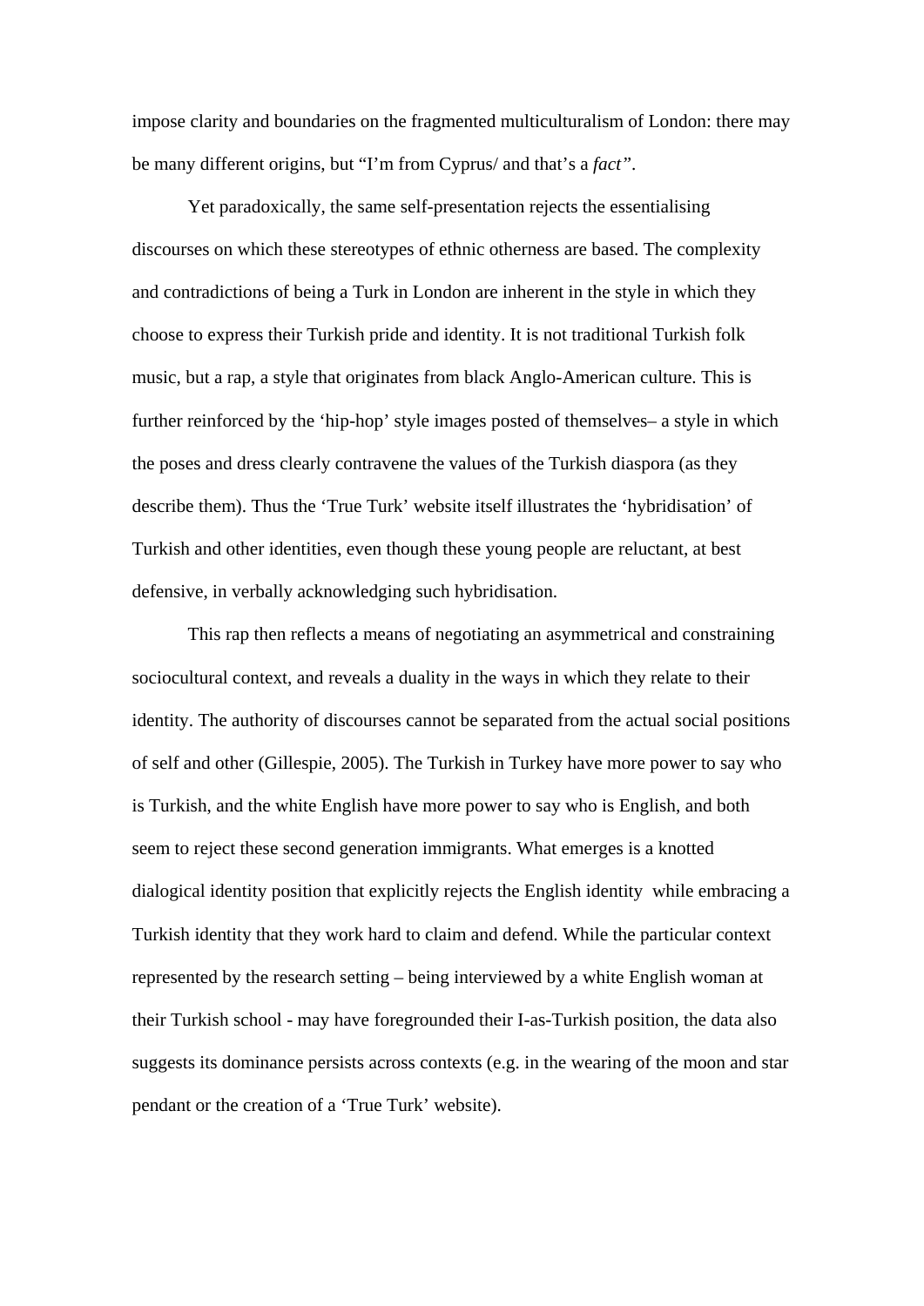impose clarity and boundaries on the fragmented multiculturalism of London: there may be many different origins, but "I'm from Cyprus/ and that's a *fact*".

Yet paradoxically, the same self-presentation rejects the essentialising discourses on which these stereotypes of ethnic otherness are based. The complexity and contradictions of being a Turk in London are inherent in the style in which they choose to express their Turkish pride and identity. It is not traditional Turkish folk music, but a rap, a style that originates from black Anglo-American culture. This is further reinforced by the 'hip-hop' style images posted of themselves– a style in which the poses and dress clearly contravene the values of the Turkish diaspora (as they describe them). Thus the 'True Turk' website itself illustrates the 'hybridisation' of Turkish and other identities, even though these young people are reluctant, at best defensive, in verbally acknowledging such hybridisation.

This rap then reflects a means of negotiating an asymmetrical and constraining sociocultural context, and reveals a duality in the ways in which they relate to their identity. The authority of discourses cannot be separated from the actual social positions of self and other (Gillespie, 2005). The Turkish in Turkey have more power to say who is Turkish, and the white English have more power to say who is English, and both seem to reject these second generation immigrants. What emerges is a knotted dialogical identity position that explicitly rejects the English identity while embracing a Turkish identity that they work hard to claim and defend. While the particular context represented by the research setting – being interviewed by a white English woman at their Turkish school - may have foregrounded their I-as-Turkish position, the data also suggests its dominance persists across contexts (e.g. in the wearing of the moon and star pendant or the creation of a 'True Turk' website).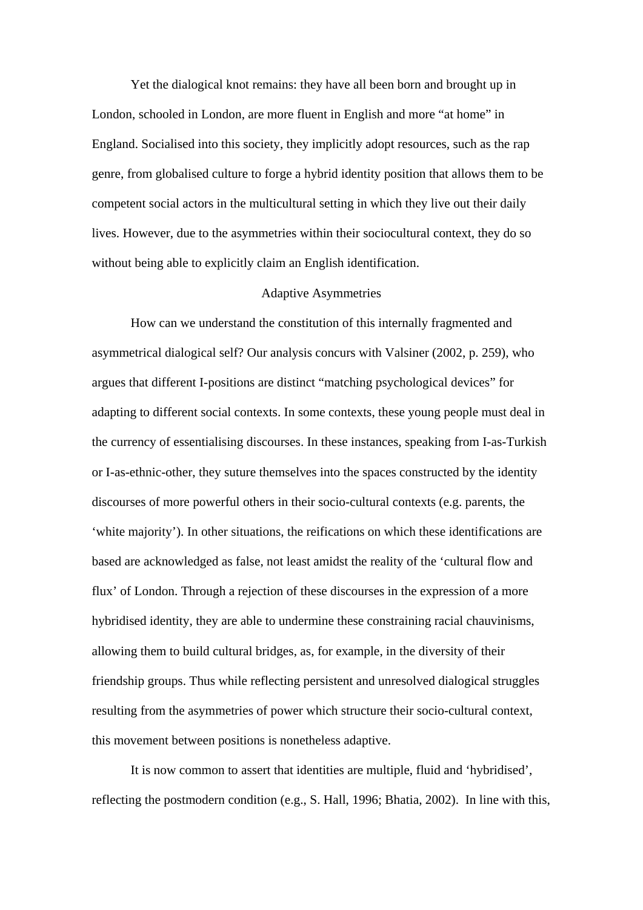Yet the dialogical knot remains: they have all been born and brought up in London, schooled in London, are more fluent in English and more "at home" in England. Socialised into this society, they implicitly adopt resources, such as the rap genre, from globalised culture to forge a hybrid identity position that allows them to be competent social actors in the multicultural setting in which they live out their daily lives. However, due to the asymmetries within their sociocultural context, they do so without being able to explicitly claim an English identification.

## Adaptive Asymmetries

How can we understand the constitution of this internally fragmented and asymmetrical dialogical self? Our analysis concurs with Valsiner (2002, p. 259), who argues that different I-positions are distinct "matching psychological devices" for adapting to different social contexts. In some contexts, these young people must deal in the currency of essentialising discourses. In these instances, speaking from I-as-Turkish or I-as-ethnic-other, they suture themselves into the spaces constructed by the identity discourses of more powerful others in their socio-cultural contexts (e.g. parents, the 'white majority'). In other situations, the reifications on which these identifications are based are acknowledged as false, not least amidst the reality of the 'cultural flow and flux' of London. Through a rejection of these discourses in the expression of a more hybridised identity, they are able to undermine these constraining racial chauvinisms, allowing them to build cultural bridges, as, for example, in the diversity of their friendship groups. Thus while reflecting persistent and unresolved dialogical struggles resulting from the asymmetries of power which structure their socio-cultural context, this movement between positions is nonetheless adaptive.

It is now common to assert that identities are multiple, fluid and 'hybridised', reflecting the postmodern condition (e.g., S. Hall, 1996; Bhatia, 2002). In line with this,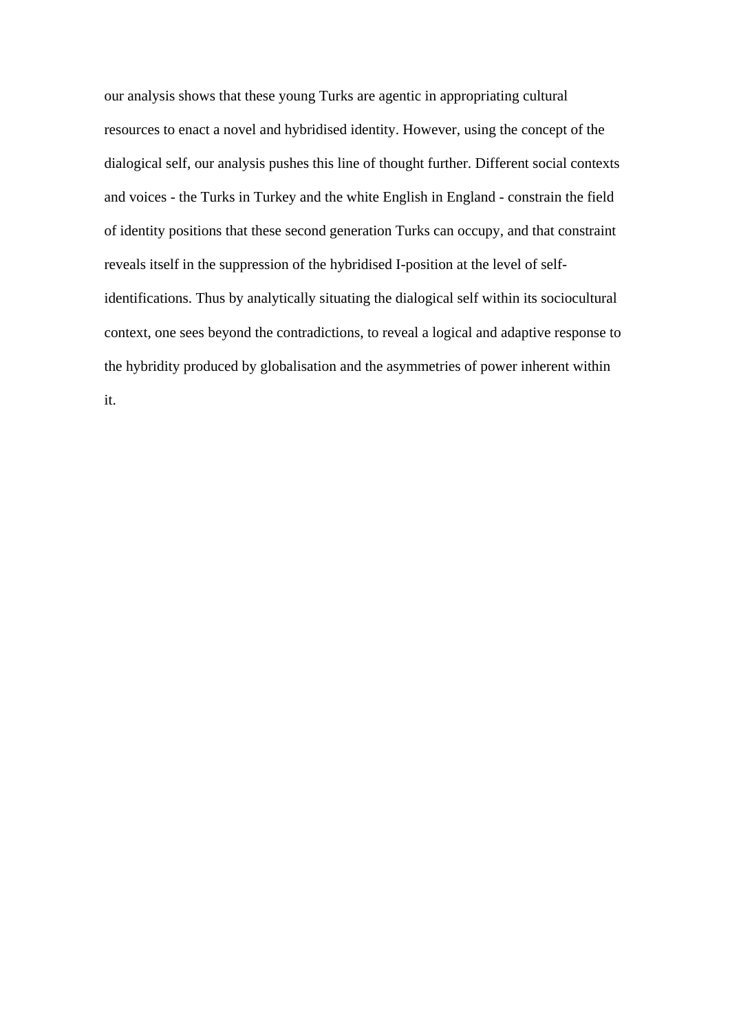our analysis shows that these young Turks are agentic in appropriating cultural resources to enact a novel and hybridised identity. However, using the concept of the dialogical self, our analysis pushes this line of thought further. Different social contexts and voices - the Turks in Turkey and the white English in England - constrain the field of identity positions that these second generation Turks can occupy, and that constraint reveals itself in the suppression of the hybridised I-position at the level of self-identifications. Thus by analytically situating the dialogical self within its sociocultural context, one sees beyond the contradictions, to reveal a logical and adaptive response to the hybridity produced by globalisation and the asymmetries of power inherent within it.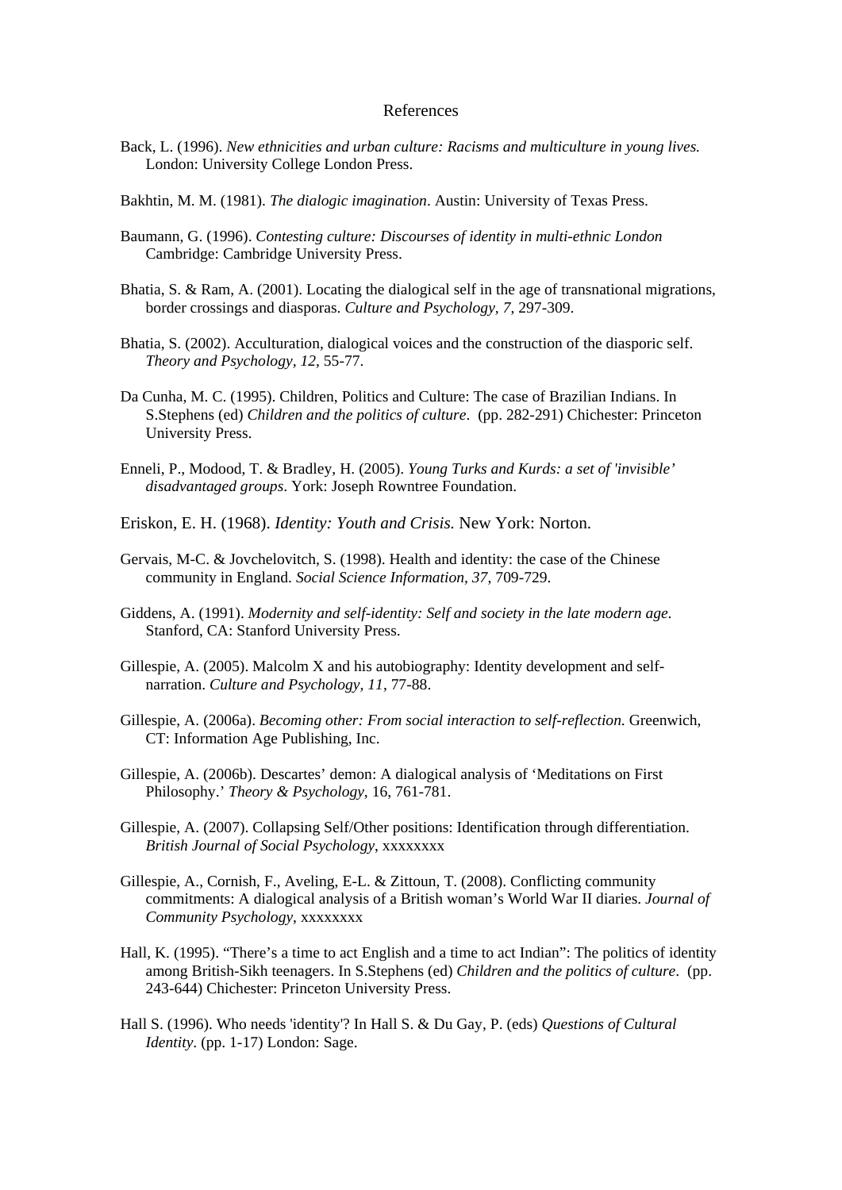# References

Back, L. (1996). *New ethnicities and urban culture: Racisms and multiculture in young lives.* London: University College London Press.

Bakhtin, M. M. (1981). *The dialogic imagination*. Austin: University of Texas Press.

Baumann, G. (1996). *Contesting culture: Discourses of identity in multi-ethnic London* Cambridge: Cambridge University Press.

Bhatia, S. & Ram, A. (2001). Locating the dialogical self in the age of transnational migrations, border crossings and diasporas. *Culture and Psychology, 7*, 297-309.

Bhatia, S. (2002). Acculturation, dialogical voices and the construction of the diasporic self. *Theory and Psychology, 12*, 55-77.

Da Cunha, M. C. (1995). Children, Politics and Culture: The case of Brazilian Indians. In S.Stephens (ed) *Children and the politics of culture*. (pp. 282-291) Chichester: Princeton University Press.

Enneli, P., Modood, T. & Bradley, H. (2005). *Young Turks and Kurds: a set of 'invisible' disadvantaged groups*. York: Joseph Rowntree Foundation.

Eriskon, E. H. (1968). *Identity: Youth and Crisis.* New York: Norton.

Gervais, M-C. & Jovchelovitch, S. (1998). Health and identity: the case of the Chinese community in England. *Social Science Information, 37*, 709-729.

Giddens, A. (1991). *Modernity and self-identity: Self and society in the late modern age*. Stanford, CA: Stanford University Press.

Gillespie, A. (2005). Malcolm X and his autobiography: Identity development and self-narration. *Culture and Psychology, 11*, 77-88.

Gillespie, A. (2006a). *Becoming other: From social interaction to self-reflection.* Greenwich, CT: Information Age Publishing, Inc.

Gillespie, A. (2006b). Descartes' demon: A dialogical analysis of 'Meditations on First Philosophy.' *Theory & Psychology*, 16, 761-781.

Gillespie, A. (2007). Collapsing Self/Other positions: Identification through differentiation. *British Journal of Social Psychology*, xxxxxxxx

Gillespie, A., Cornish, F., Aveling, E-L. & Zittoun, T. (2008). Conflicting community commitments: A dialogical analysis of a British woman's World War II diaries. *Journal of Community Psychology*, xxxxxxxx

Hall, K. (1995). "There's a time to act English and a time to act Indian": The politics of identity among British-Sikh teenagers. In S.Stephens (ed) *Children and the politics of culture*. (pp. 243-644) Chichester: Princeton University Press.

Hall S. (1996). Who needs 'identity'? In Hall S. & Du Gay, P. (eds) *Questions of Cultural Identity*. (pp. 1-17) London: Sage.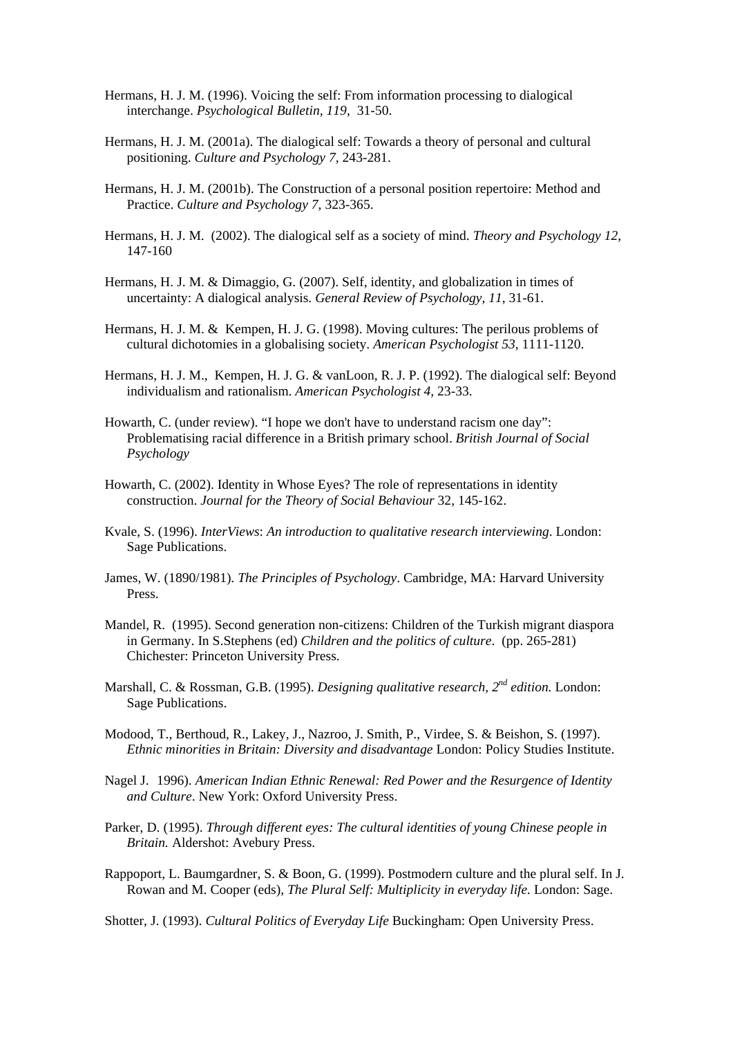Hermans, H. J. M. (1996). Voicing the self: From information processing to dialogical interchange. *Psychological Bulletin, 119*, 31-50.

Hermans, H. J. M. (2001a). The dialogical self: Towards a theory of personal and cultural positioning. *Culture and Psychology 7*, 243-281.

Hermans, H. J. M. (2001b). The Construction of a personal position repertoire: Method and Practice. *Culture and Psychology 7*, 323-365.

Hermans, H. J. M. (2002). The dialogical self as a society of mind. *Theory and Psychology 12*, 147-160

Hermans, H. J. M. & Dimaggio, G. (2007). Self, identity, and globalization in times of uncertainty: A dialogical analysis. *General Review of Psychology, 11*, 31-61.

Hermans, H. J. M. & Kempen, H. J. G. (1998). Moving cultures: The perilous problems of cultural dichotomies in a globalising society. *American Psychologist 53*, 1111-1120.

Hermans, H. J. M., Kempen, H. J. G. & vanLoon, R. J. P. (1992). The dialogical self: Beyond individualism and rationalism. *American Psychologist 4*, 23-33.

Howarth, C. (under review). "I hope we don't have to understand racism one day": Problematising racial difference in a British primary school. *British Journal of Social Psychology*

Howarth, C. (2002). Identity in Whose Eyes? The role of representations in identity construction. *Journal for the Theory of Social Behaviour* 32, 145-162.

Kvale, S. (1996). *InterViews*: *An introduction to qualitative research interviewing*. London: Sage Publications.

James, W. (1890/1981). *The Principles of Psychology*. Cambridge, MA: Harvard University Press.

Mandel, R. (1995). Second generation non-citizens: Children of the Turkish migrant diaspora in Germany. In S.Stephens (ed) *Children and the politics of culture*. (pp. 265-281) Chichester: Princeton University Press.

Marshall, C. & Rossman, G.B. (1995). *Designing qualitative research, 2nd edition.* London: Sage Publications.

Modood, T., Berthoud, R., Lakey, J., Nazroo, J. Smith, P., Virdee, S. & Beishon, S. (1997). *Ethnic minorities in Britain: Diversity and disadvantage* London: Policy Studies Institute.

Nagel J. 1996). *American Indian Ethnic Renewal: Red Power and the Resurgence of Identity and Culture*. New York: Oxford University Press.

Parker, D. (1995). *Through different eyes: The cultural identities of young Chinese people in Britain.* Aldershot: Avebury Press.

Rappoport, L. Baumgardner, S. & Boon, G. (1999). Postmodern culture and the plural self. In J. Rowan and M. Cooper (eds), *The Plural Self: Multiplicity in everyday life.* London: Sage.

Shotter, J. (1993). *Cultural Politics of Everyday Life* Buckingham: Open University Press.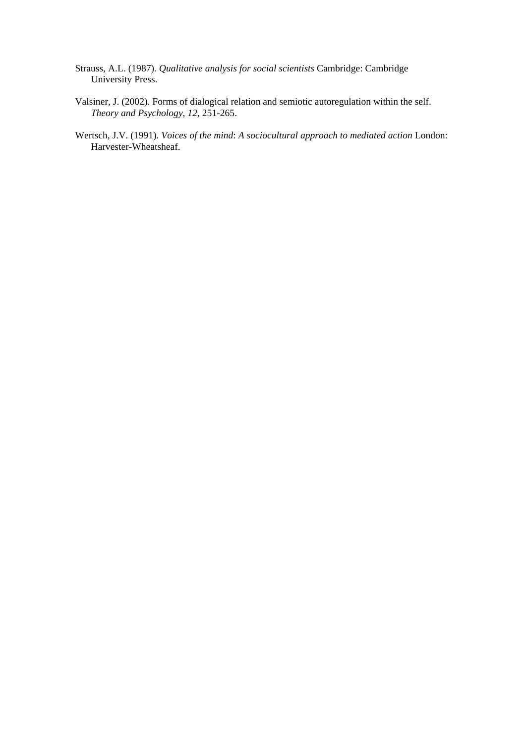Strauss, A.L. (1987). *Qualitative analysis for social scientists* Cambridge: Cambridge University Press.

Valsiner, J. (2002). Forms of dialogical relation and semiotic autoregulation within the self. *Theory and Psychology, 12*, 251-265.

Wertsch, J.V. (1991). *Voices of the mind*: *A sociocultural approach to mediated action* London: Harvester-Wheatsheaf.